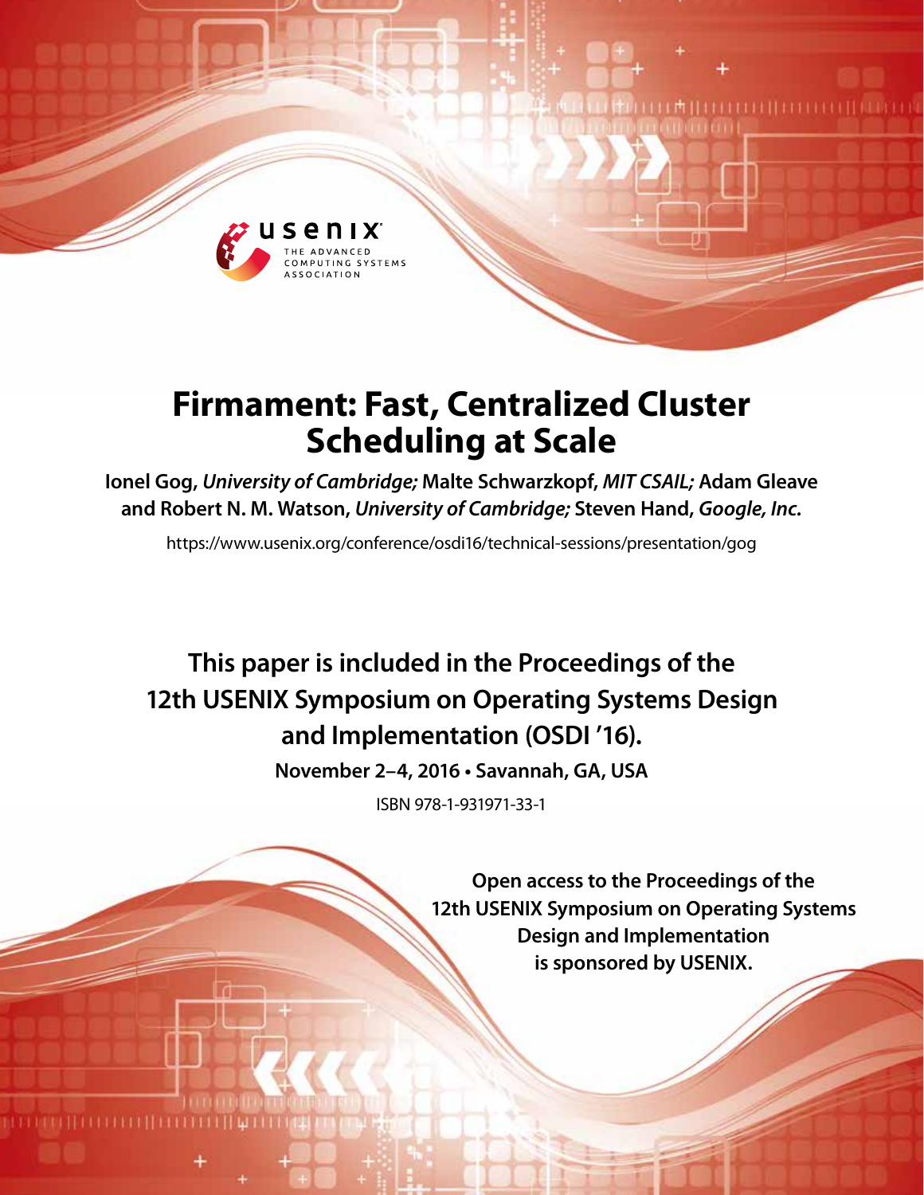# Firmament: Fast, Centralized Cluster Scheduling at Scale

**Ionel Gog,** ***University of Cambridge;*** **Malte Schwarzkopf,** ***MIT CSAIL;*** **Adam Gleave and Robert N. M. Watson,** ***University of Cambridge;*** **Steven Hand,** ***Google, Inc.***

https://www.usenix.org/conference/osdi16/technical-sessions/presentation/gog

**This paper is included in the Proceedings of the 12th USENIX Symposium on Operating Systems Design and Implementation (OSDI '16).**

**November 2–4, 2016 • Savannah, GA, USA**

ISBN 978-1-931971-33-1

**Open access to the Proceedings of the 12th USENIX Symposium on Operating Systems Design and Implementation is sponsored by USENIX.**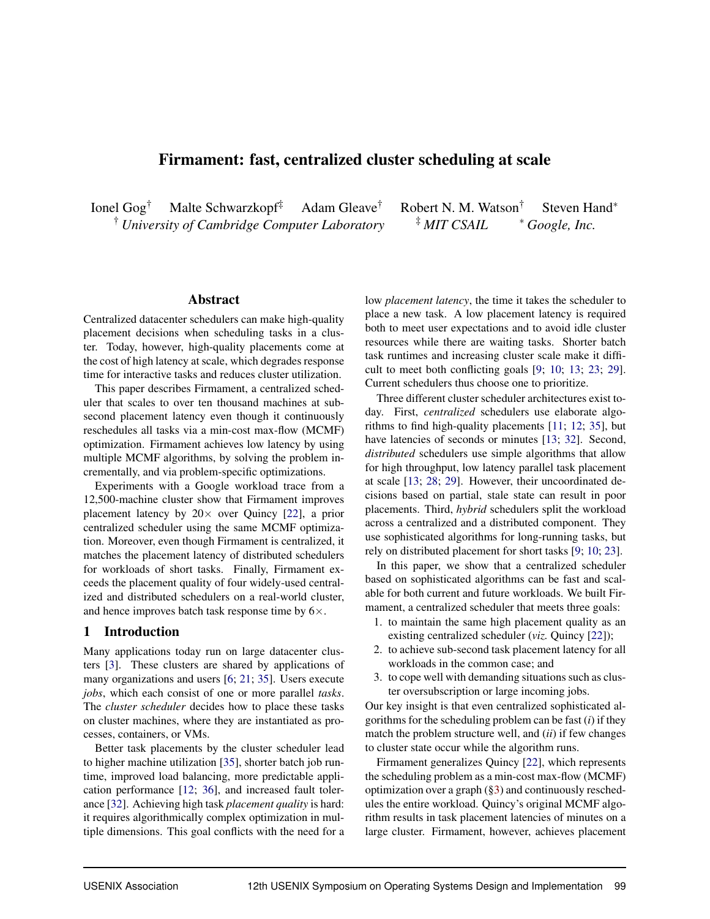# Firmament: fast, centralized cluster scheduling at scale

Ionel Gog[†] Malte Schwarzkopf[‡] Adam Gleave[†] Robert N. M. Watson[†] Steven Hand[*]

[†] *University of Cambridge Computer Laboratory* [‡] *MIT CSAIL* [*] *Google, Inc.*

## Abstract

Centralized datacenter schedulers can make high-quality placement decisions when scheduling tasks in a cluster. Today, however, high-quality placements come at the cost of high latency at scale, which degrades response time for interactive tasks and reduces cluster utilization.

This paper describes Firmament, a centralized scheduler that scales to over ten thousand machines at sub-second placement latency even though it continuously reschedules all tasks via a min-cost max-flow (MCMF) optimization. Firmament achieves low latency by using multiple MCMF algorithms, by solving the problem incrementally, and via problem-specific optimizations.

Experiments with a Google workload trace from a 12,500-machine cluster show that Firmament improves placement latency by 20× over Quincy [22], a prior centralized scheduler using the same MCMF optimization. Moreover, even though Firmament is centralized, it matches the placement latency of distributed schedulers for workloads of short tasks. Finally, Firmament exceeds the placement quality of four widely-used centralized and distributed schedulers on a real-world cluster, and hence improves batch task response time by 6×.

## 1 Introduction

Many applications today run on large datacenter clusters [3]. These clusters are shared by applications of many organizations and users [6; 21; 35]. Users execute *jobs*, which each consist of one or more parallel *tasks*. The *cluster scheduler* decides how to place these tasks on cluster machines, where they are instantiated as processes, containers, or VMs.

Better task placements by the cluster scheduler lead to higher machine utilization [35], shorter batch job runtime, improved load balancing, more predictable application performance [12; 36], and increased fault tolerance [32]. Achieving high task *placement quality* is hard: it requires algorithmically complex optimization in multiple dimensions. This goal conflicts with the need for a low *placement latency*, the time it takes the scheduler to place a new task. A low placement latency is required both to meet user expectations and to avoid idle cluster resources while there are waiting tasks. Shorter batch task runtimes and increasing cluster scale make it difficult to meet both conflicting goals [9; 10; 13; 23; 29]. Current schedulers thus choose one to prioritize.

Three different cluster scheduler architectures exist today. First, *centralized* schedulers use elaborate algorithms to find high-quality placements [11; 12; 35], but have latencies of seconds or minutes [13; 32]. Second, *distributed* schedulers use simple algorithms that allow for high throughput, low latency parallel task placement at scale [13; 28; 29]. However, their uncoordinated decisions based on partial, stale state can result in poor placements. Third, *hybrid* schedulers split the workload across a centralized and a distributed component. They use sophisticated algorithms for long-running tasks, but rely on distributed placement for short tasks [9; 10; 23].

In this paper, we show that a centralized scheduler based on sophisticated algorithms can be fast and scalable for both current and future workloads. We built Firmament, a centralized scheduler that meets three goals:

1. to maintain the same high placement quality as an existing centralized scheduler (*viz.* Quincy [22]);
2. to achieve sub-second task placement latency for all workloads in the common case; and
3. to cope well with demanding situations such as cluster oversubscription or large incoming jobs.

Our key insight is that even centralized sophisticated algorithms for the scheduling problem can be fast (*i*) if they match the problem structure well, and (*ii*) if few changes to cluster state occur while the algorithm runs.

Firmament generalizes Quincy [22], which represents the scheduling problem as a min-cost max-flow (MCMF) optimization over a graph (§3) and continuously reschedules the entire workload. Quincy's original MCMF algorithm results in task placement latencies of minutes on a large cluster. Firmament, however, achieves placement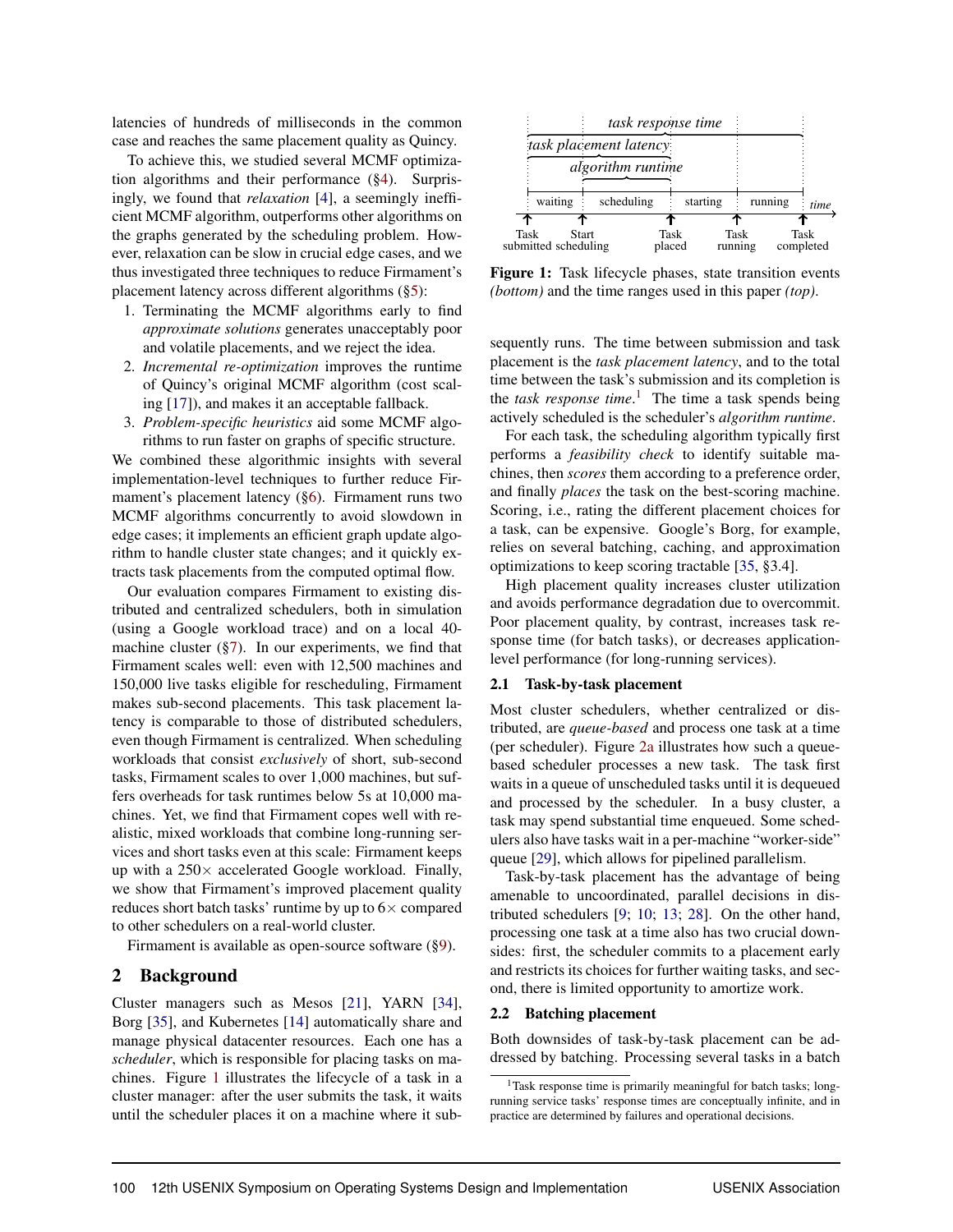latencies of hundreds of milliseconds in the common case and reaches the same placement quality as Quincy.

To achieve this, we studied several MCMF optimization algorithms and their performance (§4). Surprisingly, we found that *relaxation* [4], a seemingly inefficient MCMF algorithm, outperforms other algorithms on the graphs generated by the scheduling problem. However, relaxation can be slow in crucial edge cases, and we thus investigated three techniques to reduce Firmament's placement latency across different algorithms (§5):

1. Terminating the MCMF algorithms early to find *approximate solutions* generates unacceptably poor and volatile placements, and we reject the idea.
2. *Incremental re-optimization* improves the runtime of Quincy's original MCMF algorithm (cost scaling [17]), and makes it an acceptable fallback.
3. *Problem-specific heuristics* aid some MCMF algorithms to run faster on graphs of specific structure.

We combined these algorithmic insights with several implementation-level techniques to further reduce Firmament's placement latency (§6). Firmament runs two MCMF algorithms concurrently to avoid slowdown in edge cases; it implements an efficient graph update algorithm to handle cluster state changes; and it quickly extracts task placements from the computed optimal flow.

Our evaluation compares Firmament to existing distributed and centralized schedulers, both in simulation (using a Google workload trace) and on a local 40-machine cluster (§7). In our experiments, we find that Firmament scales well: even with 12,500 machines and 150,000 live tasks eligible for rescheduling, Firmament makes sub-second placements. This task placement latency is comparable to those of distributed schedulers, even though Firmament is centralized. When scheduling workloads that consist *exclusively* of short, sub-second tasks, Firmament scales to over 1,000 machines, but suffers overheads for task runtimes below 5s at 10,000 machines. Yet, we find that Firmament copes well with realistic, mixed workloads that combine long-running services and short tasks even at this scale: Firmament keeps up with a 250× accelerated Google workload. Finally, we show that Firmament's improved placement quality reduces short batch tasks' runtime by up to 6× compared to other schedulers on a real-world cluster.

Firmament is available as open-source software (§9).

## 2 Background

Cluster managers such as Mesos [21], YARN [34], Borg [35], and Kubernetes [14] automatically share and manage physical datacenter resources. Each one has a *scheduler*, which is responsible for placing tasks on machines. Figure 1 illustrates the lifecycle of a task in a cluster manager: after the user submits the task, it waits until the scheduler places it on a machine where it subsequently runs. The time between submission and task placement is the *task placement latency*, and to the total time between the task's submission and its completion is the *task response time*.[1] The time a task spends being actively scheduled is the scheduler's *algorithm runtime*.

**Figure 1:** Task lifecycle phases, state transition events *(bottom)* and the time ranges used in this paper *(top)*.

For each task, the scheduling algorithm typically first performs a *feasibility check* to identify suitable machines, then *scores* them according to a preference order, and finally *places* the task on the best-scoring machine. Scoring, i.e., rating the different placement choices for a task, can be expensive. Google's Borg, for example, relies on several batching, caching, and approximation optimizations to keep scoring tractable [35, §3.4].

High placement quality increases cluster utilization and avoids performance degradation due to overcommit. Poor placement quality, by contrast, increases task response time (for batch tasks), or decreases application-level performance (for long-running services).

### 2.1 Task-by-task placement

Most cluster schedulers, whether centralized or distributed, are *queue-based* and process one task at a time (per scheduler). Figure 2a illustrates how such a queue-based scheduler processes a new task. The task first waits in a queue of unscheduled tasks until it is dequeued and processed by the scheduler. In a busy cluster, a task may spend substantial time enqueued. Some schedulers also have tasks wait in a per-machine "worker-side" queue [29], which allows for pipelined parallelism.

Task-by-task placement has the advantage of being amenable to uncoordinated, parallel decisions in distributed schedulers [9; 10; 13; 28]. On the other hand, processing one task at a time also has two crucial downsides: first, the scheduler commits to a placement early and restricts its choices for further waiting tasks, and second, there is limited opportunity to amortize work.

### 2.2 Batching placement

Both downsides of task-by-task placement can be addressed by batching. Processing several tasks in a batch

[1] Task response time is primarily meaningful for batch tasks; long-running service tasks' response times are conceptually infinite, and in practice are determined by failures and operational decisions.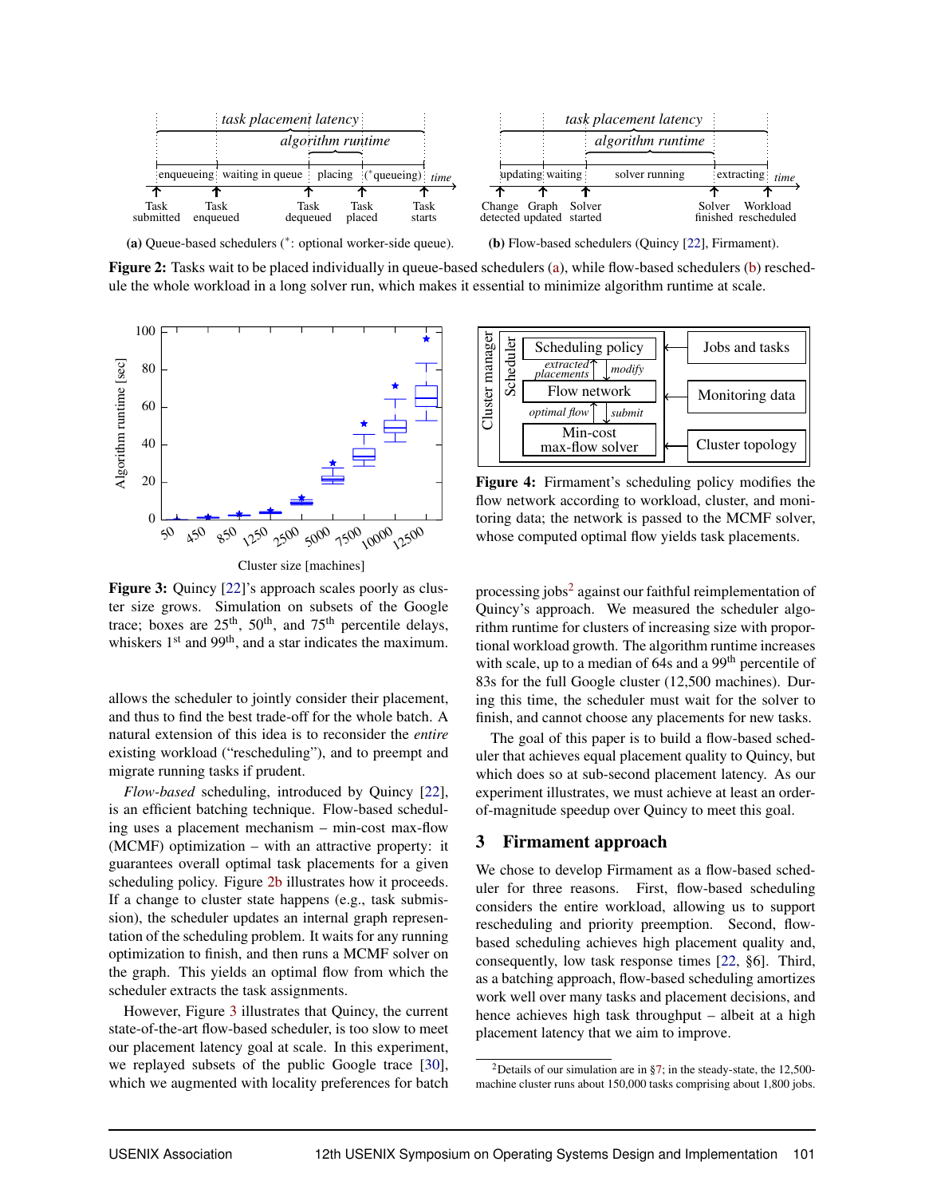**(a)** Queue-based schedulers (*: optional worker-side queue).

**(b)** Flow-based schedulers (Quincy [22], Firmament).

**Figure 2:** Tasks wait to be placed individually in queue-based schedulers (a), while flow-based schedulers (b) reschedule the whole workload in a long solver run, which makes it essential to minimize algorithm runtime at scale.

**Figure 3:** Quincy [22]'s approach scales poorly as cluster size grows. Simulation on subsets of the Google trace; boxes are 25th, 50th, and 75th percentile delays, whiskers 1st and 99th, and a star indicates the maximum.

allows the scheduler to jointly consider their placement, and thus to find the best trade-off for the whole batch. A natural extension of this idea is to reconsider the *entire* existing workload ("rescheduling"), and to preempt and migrate running tasks if prudent.

*Flow-based* scheduling, introduced by Quincy [22], is an efficient batching technique. Flow-based scheduling uses a placement mechanism – min-cost max-flow (MCMF) optimization – with an attractive property: it guarantees overall optimal task placements for a given scheduling policy. Figure 2b illustrates how it proceeds. If a change to cluster state happens (e.g., task submission), the scheduler updates an internal graph representation of the scheduling problem. It waits for any running optimization to finish, and then runs a MCMF solver on the graph. This yields an optimal flow from which the scheduler extracts the task assignments.

However, Figure 3 illustrates that Quincy, the current state-of-the-art flow-based scheduler, is too slow to meet our placement latency goal at scale. In this experiment, we replayed subsets of the public Google trace [30], which we augmented with locality preferences for batch processing jobs[2] against our faithful reimplementation of Quincy's approach. We measured the scheduler algorithm runtime for clusters of increasing size with proportional workload growth. The algorithm runtime increases with scale, up to a median of 64s and a 99th percentile of 83s for the full Google cluster (12,500 machines). During this time, the scheduler must wait for the solver to finish, and cannot choose any placements for new tasks.

**Figure 4:** Firmament's scheduling policy modifies the flow network according to workload, cluster, and monitoring data; the network is passed to the MCMF solver, whose computed optimal flow yields task placements.

The goal of this paper is to build a flow-based scheduler that achieves equal placement quality to Quincy, but which does so at sub-second placement latency. As our experiment illustrates, we must achieve at least an order-of-magnitude speedup over Quincy to meet this goal.

## 3 Firmament approach

We chose to develop Firmament as a flow-based scheduler for three reasons. First, flow-based scheduling considers the entire workload, allowing us to support rescheduling and priority preemption. Second, flow-based scheduling achieves high placement quality and, consequently, low task response times [22, §6]. Third, as a batching approach, flow-based scheduling amortizes work well over many tasks and placement decisions, and hence achieves high task throughput – albeit at a high placement latency that we aim to improve.

[2] Details of our simulation are in §7; in the steady-state, the 12,500-machine cluster runs about 150,000 tasks comprising about 1,800 jobs.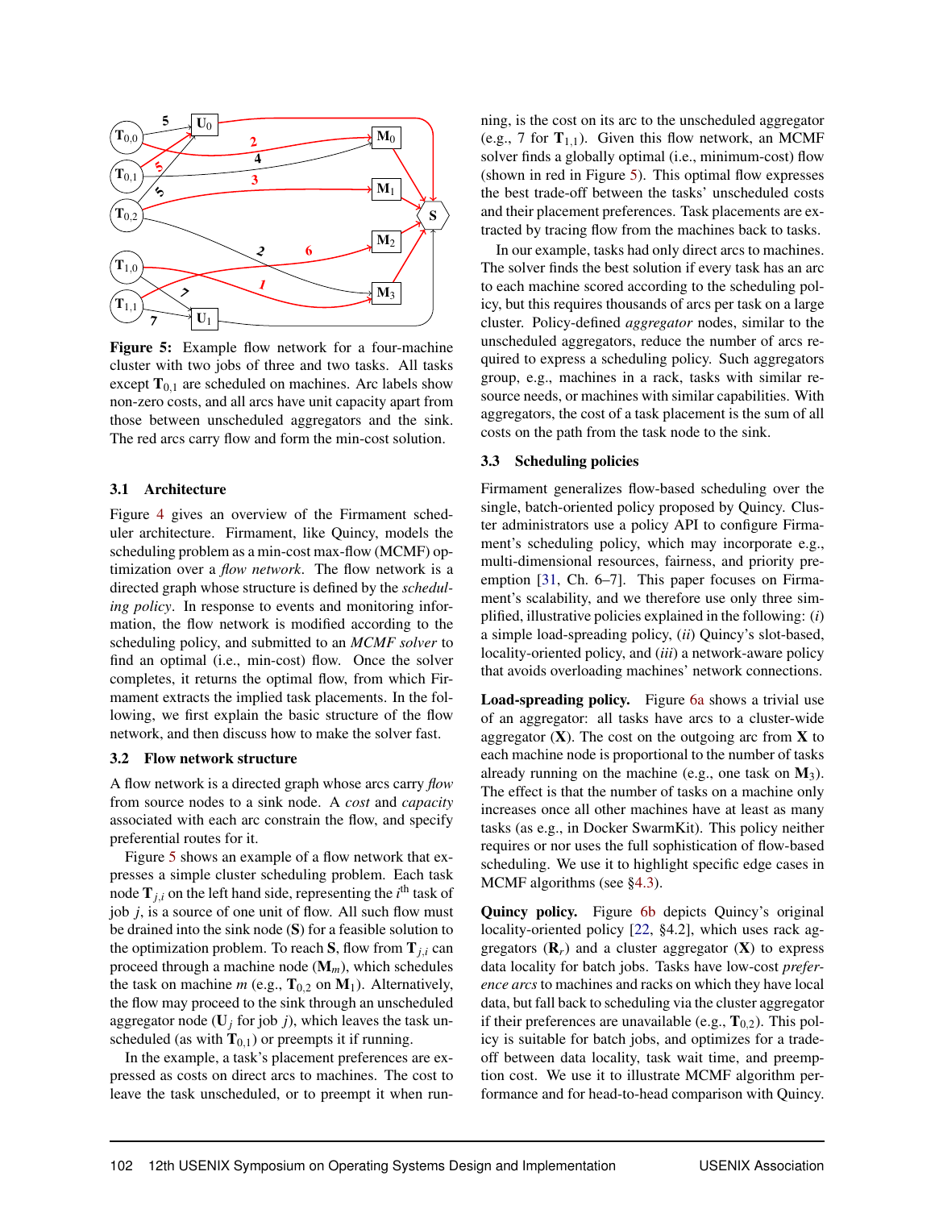**Figure 5:** Example flow network for a four-machine cluster with two jobs of three and two tasks. All tasks except $\mathbf{T}_{0,1}$ are scheduled on machines. Arc labels show non-zero costs, and all arcs have unit capacity apart from those between unscheduled aggregators and the sink. The red arcs carry flow and form the min-cost solution.

### 3.1 Architecture

Figure 4 gives an overview of the Firmament scheduler architecture. Firmament, like Quincy, models the scheduling problem as a min-cost max-flow (MCMF) optimization over a *flow network*. The flow network is a directed graph whose structure is defined by the *scheduling policy*. In response to events and monitoring information, the flow network is modified according to the scheduling policy, and submitted to an *MCMF solver* to find an optimal (i.e., min-cost) flow. Once the solver completes, it returns the optimal flow, from which Firmament extracts the implied task placements. In the following, we first explain the basic structure of the flow network, and then discuss how to make the solver fast.

### 3.2 Flow network structure

A flow network is a directed graph whose arcs carry *flow* from source nodes to a sink node. A *cost* and *capacity* associated with each arc constrain the flow, and specify preferential routes for it.

Figure 5 shows an example of a flow network that expresses a simple cluster scheduling problem. Each task node $\mathbf{T}_{j,i}$ on the left hand side, representing the $i^{\text{th}}$ task of job $j$, is a source of one unit of flow. All such flow must be drained into the sink node ($\mathbf{S}$) for a feasible solution to the optimization problem. To reach $\mathbf{S}$, flow from $\mathbf{T}_{j,i}$ can proceed through a machine node ($\mathbf{M}_m$), which schedules the task on machine $m$ (e.g., $\mathbf{T}_{0,2}$ on $\mathbf{M}_1$). Alternatively, the flow may proceed to the sink through an unscheduled aggregator node ($\mathbf{U}_j$ for job $j$), which leaves the task unscheduled (as with $\mathbf{T}_{0,1}$) or preempts it if running.

In the example, a task's placement preferences are expressed as costs on direct arcs to machines. The cost to leave the task unscheduled, or to preempt it when running, is the cost on its arc to the unscheduled aggregator (e.g., 7 for $\mathbf{T}_{1,1}$). Given this flow network, an MCMF solver finds a globally optimal (i.e., minimum-cost) flow (shown in red in Figure 5). This optimal flow expresses the best trade-off between the tasks' unscheduled costs and their placement preferences. Task placements are extracted by tracing flow from the machines back to tasks.

In our example, tasks had only direct arcs to machines. The solver finds the best solution if every task has an arc to each machine scored according to the scheduling policy, but this requires thousands of arcs per task on a large cluster. Policy-defined *aggregator* nodes, similar to the unscheduled aggregators, reduce the number of arcs required to express a scheduling policy. Such aggregators group, e.g., machines in a rack, tasks with similar resource needs, or machines with similar capabilities. With aggregators, the cost of a task placement is the sum of all costs on the path from the task node to the sink.

### 3.3 Scheduling policies

Firmament generalizes flow-based scheduling over the single, batch-oriented policy proposed by Quincy. Cluster administrators use a policy API to configure Firmament's scheduling policy, which may incorporate e.g., multi-dimensional resources, fairness, and priority preemption [31, Ch. 6–7]. This paper focuses on Firmament's scalability, and we therefore use only three simplified, illustrative policies explained in the following: (*i*) a simple load-spreading policy, (*ii*) Quincy's slot-based, locality-oriented policy, and (*iii*) a network-aware policy that avoids overloading machines' network connections.

**Load-spreading policy.** Figure 6a shows a trivial use of an aggregator: all tasks have arcs to a cluster-wide aggregator ($\mathbf{X}$). The cost on the outgoing arc from $\mathbf{X}$ to each machine node is proportional to the number of tasks already running on the machine (e.g., one task on $\mathbf{M}_3$). The effect is that the number of tasks on a machine only increases once all other machines have at least as many tasks (as e.g., in Docker SwarmKit). This policy neither requires or nor uses the full sophistication of flow-based scheduling. We use it to highlight specific edge cases in MCMF algorithms (see §4.3).

**Quincy policy.** Figure 6b depicts Quincy's original locality-oriented policy [22, §4.2], which uses rack aggregators ($\mathbf{R}_r$) and a cluster aggregator ($\mathbf{X}$) to express data locality for batch jobs. Tasks have low-cost *preference arcs* to machines and racks on which they have local data, but fall back to scheduling via the cluster aggregator if their preferences are unavailable (e.g., $\mathbf{T}_{0,2}$). This policy is suitable for batch jobs, and optimizes for a trade-off between data locality, task wait time, and preemption cost. We use it to illustrate MCMF algorithm performance and for head-to-head comparison with Quincy.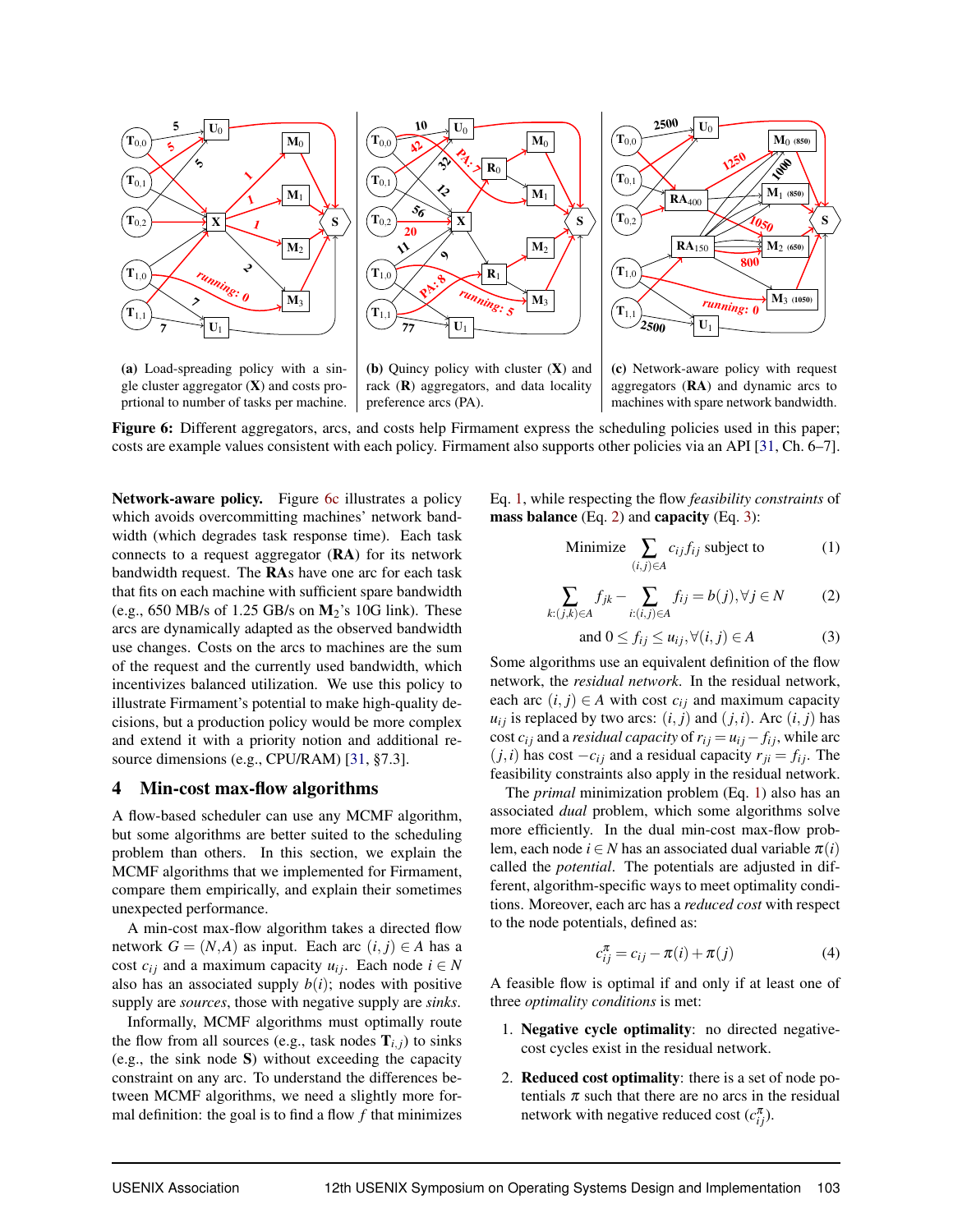**(a)** Load-spreading policy with a single cluster aggregator (**X**) and costs proprtional to number of tasks per machine.

**(b)** Quincy policy with cluster (**X**) and rack (**R**) aggregators, and data locality preference arcs (PA).

**(c)** Network-aware policy with request aggregators (**RA**) and dynamic arcs to machines with spare network bandwidth.

**Figure 6:** Different aggregators, arcs, and costs help Firmament express the scheduling policies used in this paper; costs are example values consistent with each policy. Firmament also supports other policies via an API [31, Ch. 6–7].

**Network-aware policy.** Figure 6c illustrates a policy which avoids overcommitting machines' network bandwidth (which degrades task response time). Each task connects to a request aggregator (**RA**) for its network bandwidth request. The **RA**s have one arc for each task that fits on each machine with sufficient spare bandwidth (e.g., 650 MB/s of 1.25 GB/s on $\mathbf{M}_2$'s 10G link). These arcs are dynamically adapted as the observed bandwidth use changes. Costs on the arcs to machines are the sum of the request and the currently used bandwidth, which incentivizes balanced utilization. We use this policy to illustrate Firmament's potential to make high-quality decisions, but a production policy would be more complex and extend it with a priority notion and additional resource dimensions (e.g., CPU/RAM) [31, §7.3].

## 4 Min-cost max-flow algorithms

A flow-based scheduler can use any MCMF algorithm, but some algorithms are better suited to the scheduling problem than others. In this section, we explain the MCMF algorithms that we implemented for Firmament, compare them empirically, and explain their sometimes unexpected performance.

A min-cost max-flow algorithm takes a directed flow network $G = (N, A)$ as input. Each arc $(i, j) \in A$ has a cost $c_{ij}$ and a maximum capacity $u_{ij}$. Each node $i \in N$ also has an associated supply $b(i)$; nodes with positive supply are *sources*, those with negative supply are *sinks*.

Informally, MCMF algorithms must optimally route the flow from all sources (e.g., task nodes $\mathbf{T}_{i,j}$) to sinks (e.g., the sink node $\mathbf{S}$) without exceeding the capacity constraint on any arc. To understand the differences between MCMF algorithms, we need a slightly more formal definition: the goal is to find a flow $f$ that minimizes Eq. 1, while respecting the flow *feasibility constraints* of **mass balance** (Eq. 2) and **capacity** (Eq. 3):

$$\text{Minimize} \sum_{(i,j)\in A} c_{ij} f_{ij} \text{ subject to} \tag{1}$$

$$\sum_{k:(j,k)\in A} f_{jk} - \sum_{i:(i,j)\in A} f_{ij} = b(j), \forall j \in N \tag{2}$$

$$\text{and } 0 \leq f_{ij} \leq u_{ij}, \forall (i,j) \in A \tag{3}$$

Some algorithms use an equivalent definition of the flow network, the *residual network*. In the residual network, each arc $(i, j) \in A$ with cost $c_{ij}$ and maximum capacity $u_{ij}$ is replaced by two arcs: $(i, j)$ and $(j, i)$. Arc $(i, j)$ has cost $c_{ij}$ and a *residual capacity* of $r_{ij} = u_{ij} - f_{ij}$, while arc $(j, i)$ has cost $-c_{ij}$ and a residual capacity $r_{ji} = f_{ij}$. The feasibility constraints also apply in the residual network.

The *primal* minimization problem (Eq. 1) also has an associated *dual* problem, which some algorithms solve more efficiently. In the dual min-cost max-flow problem, each node $i \in N$ has an associated dual variable $\pi(i)$ called the *potential*. The potentials are adjusted in different, algorithm-specific ways to meet optimality conditions. Moreover, each arc has a *reduced cost* with respect to the node potentials, defined as:

$$c^{\pi}_{ij} = c_{ij} - \pi(i) + \pi(j) \tag{4}$$

A feasible flow is optimal if and only if at least one of three *optimality conditions* is met:

1. **Negative cycle optimality**: no directed negative-cost cycles exist in the residual network.
2. **Reduced cost optimality**: there is a set of node potentials $\pi$ such that there are no arcs in the residual network with negative reduced cost ($c^{\pi}_{ij}$).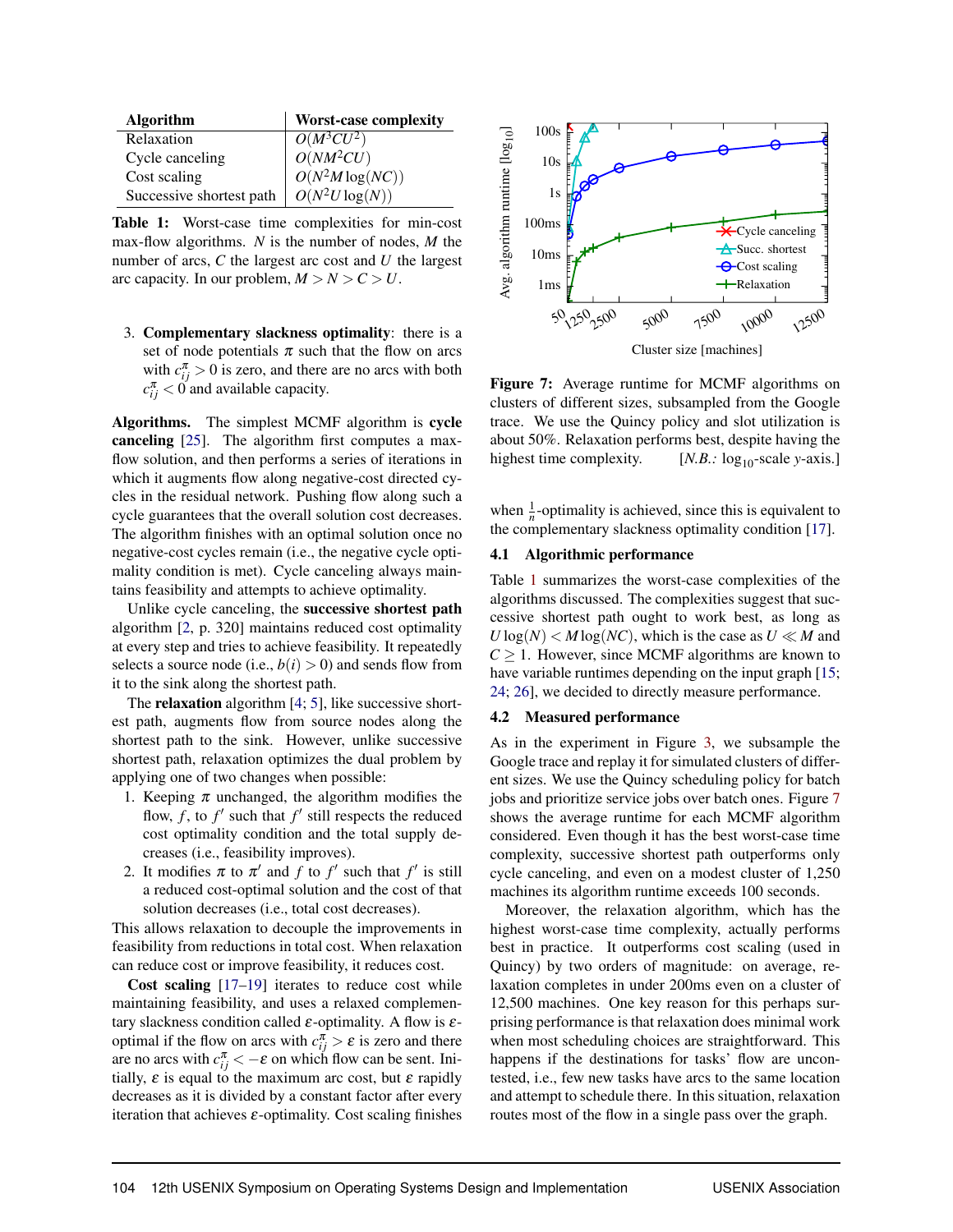| Algorithm | Worst-case complexity |
|---|---|
| Relaxation | $O(M^3CU^2)$ |
| Cycle canceling | $O(NM^2CU)$ |
| Cost scaling | $O(N^2M\log(NC))$ |
| Successive shortest path | $O(N^2U\log(N))$ |

**Table 1:** Worst-case time complexities for min-cost max-flow algorithms. $N$ is the number of nodes, $M$ the number of arcs, $C$ the largest arc cost and $U$ the largest arc capacity. In our problem, $M > N > C > U$.

3. **Complementary slackness optimality**: there is a set of node potentials $\pi$ such that the flow on arcs with $c_{ij}^{\pi} > 0$ is zero, and there are no arcs with both $c_{ij}^{\pi} < 0$ and available capacity.

**Algorithms.** The simplest MCMF algorithm is **cycle canceling** [25]. The algorithm first computes a max-flow solution, and then performs a series of iterations in which it augments flow along negative-cost directed cycles in the residual network. Pushing flow along such a cycle guarantees that the overall solution cost decreases. The algorithm finishes with an optimal solution once no negative-cost cycles remain (i.e., the negative cycle optimality condition is met). Cycle canceling always maintains feasibility and attempts to achieve optimality.

Unlike cycle canceling, the **successive shortest path** algorithm [2, p. 320] maintains reduced cost optimality at every step and tries to achieve feasibility. It repeatedly selects a source node (i.e., $b(i) > 0$) and sends flow from it to the sink along the shortest path.

The **relaxation** algorithm [4; 5], like successive shortest path, augments flow from source nodes along the shortest path to the sink. However, unlike successive shortest path, relaxation optimizes the dual problem by applying one of two changes when possible:

1. Keeping $\pi$ unchanged, the algorithm modifies the flow, $f$, to $f'$ such that $f'$ still respects the reduced cost optimality condition and the total supply decreases (i.e., feasibility improves).
2. It modifies $\pi$ to $\pi'$ and $f$ to $f'$ such that $f'$ is still a reduced cost-optimal solution and the cost of that solution decreases (i.e., total cost decreases).

This allows relaxation to decouple the improvements in feasibility from reductions in total cost. When relaxation can reduce cost or improve feasibility, it reduces cost.

**Cost scaling** [17–19] iterates to reduce cost while maintaining feasibility, and uses a relaxed complementary slackness condition called $\varepsilon$-optimality. A flow is $\varepsilon$-optimal if the flow on arcs with $c_{ij}^{\pi} > \varepsilon$ is zero and there are no arcs with $c_{ij}^{\pi} < -\varepsilon$ on which flow can be sent. Initially, $\varepsilon$ is equal to the maximum arc cost, but $\varepsilon$ rapidly decreases as it is divided by a constant factor after every iteration that achieves $\varepsilon$-optimality. Cost scaling finishes when $\frac{1}{n}$-optimality is achieved, since this is equivalent to the complementary slackness optimality condition [17].

**Figure 7:** Average runtime for MCMF algorithms on clusters of different sizes, subsampled from the Google trace. We use the Quincy policy and slot utilization is about 50%. Relaxation performs best, despite having the highest time complexity. [*N.B.:* $\log_{10}$-scale $y$-axis.]

## 4.1 Algorithmic performance

Table 1 summarizes the worst-case complexities of the algorithms discussed. The complexities suggest that successive shortest path ought to work best, as long as $U\log(N) < M\log(NC)$, which is the case as $U \ll M$ and $C \geq 1$. However, since MCMF algorithms are known to have variable runtimes depending on the input graph [15; 24; 26], we decided to directly measure performance.

## 4.2 Measured performance

As in the experiment in Figure 3, we subsample the Google trace and replay it for simulated clusters of different sizes. We use the Quincy scheduling policy for batch jobs and prioritize service jobs over batch ones. Figure 7 shows the average runtime for each MCMF algorithm considered. Even though it has the best worst-case time complexity, successive shortest path outperforms only cycle canceling, and even on a modest cluster of 1,250 machines its algorithm runtime exceeds 100 seconds.

Moreover, the relaxation algorithm, which has the highest worst-case time complexity, actually performs best in practice. It outperforms cost scaling (used in Quincy) by two orders of magnitude: on average, relaxation completes in under 200ms even on a cluster of 12,500 machines. One key reason for this perhaps surprising performance is that relaxation does minimal work when most scheduling choices are straightforward. This happens if the destinations for tasks' flow are uncontested, i.e., few new tasks have arcs to the same location and attempt to schedule there. In this situation, relaxation routes most of the flow in a single pass over the graph.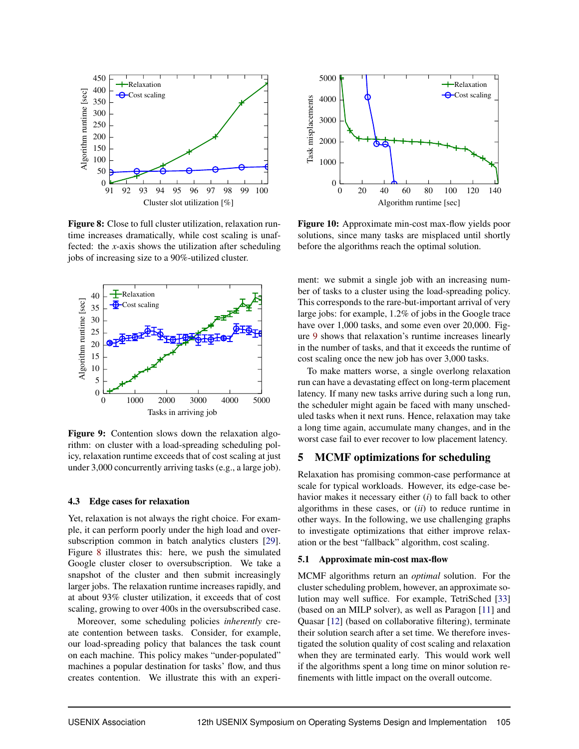**Figure 8:** Close to full cluster utilization, relaxation runtime increases dramatically, while cost scaling is unaffected: the $x$-axis shows the utilization after scheduling jobs of increasing size to a 90%-utilized cluster.

**Figure 10:** Approximate min-cost max-flow yields poor solutions, since many tasks are misplaced until shortly before the algorithms reach the optimal solution.

**Figure 9:** Contention slows down the relaxation algorithm: on cluster with a load-spreading scheduling policy, relaxation runtime exceeds that of cost scaling at just under 3,000 concurrently arriving tasks (e.g., a large job).

### 4.3 Edge cases for relaxation

Yet, relaxation is not always the right choice. For example, it can perform poorly under the high load and oversubscription common in batch analytics clusters [29]. Figure 8 illustrates this: here, we push the simulated Google cluster closer to oversubscription. We take a snapshot of the cluster and then submit increasingly larger jobs. The relaxation runtime increases rapidly, and at about 93% cluster utilization, it exceeds that of cost scaling, growing to over 400s in the oversubscribed case.

Moreover, some scheduling policies *inherently* create contention between tasks. Consider, for example, our load-spreading policy that balances the task count on each machine. This policy makes "under-populated" machines a popular destination for tasks' flow, and thus creates contention. We illustrate this with an experiment: we submit a single job with an increasing number of tasks to a cluster using the load-spreading policy. This corresponds to the rare-but-important arrival of very large jobs: for example, 1.2% of jobs in the Google trace have over 1,000 tasks, and some even over 20,000. Figure 9 shows that relaxation's runtime increases linearly in the number of tasks, and that it exceeds the runtime of cost scaling once the new job has over 3,000 tasks.

To make matters worse, a single overlong relaxation run can have a devastating effect on long-term placement latency. If many new tasks arrive during such a long run, the scheduler might again be faced with many unscheduled tasks when it next runs. Hence, relaxation may take a long time again, accumulate many changes, and in the worst case fail to ever recover to low placement latency.

## 5 MCMF optimizations for scheduling

Relaxation has promising common-case performance at scale for typical workloads. However, its edge-case behavior makes it necessary either (*i*) to fall back to other algorithms in these cases, or (*ii*) to reduce runtime in other ways. In the following, we use challenging graphs to investigate optimizations that either improve relaxation or the best "fallback" algorithm, cost scaling.

### 5.1 Approximate min-cost max-flow

MCMF algorithms return an *optimal* solution. For the cluster scheduling problem, however, an approximate solution may well suffice. For example, TetriSched [33] (based on an MILP solver), as well as Paragon [11] and Quasar [12] (based on collaborative filtering), terminate their solution search after a set time. We therefore investigated the solution quality of cost scaling and relaxation when they are terminated early. This would work well if the algorithms spent a long time on minor solution refinements with little impact on the overall outcome.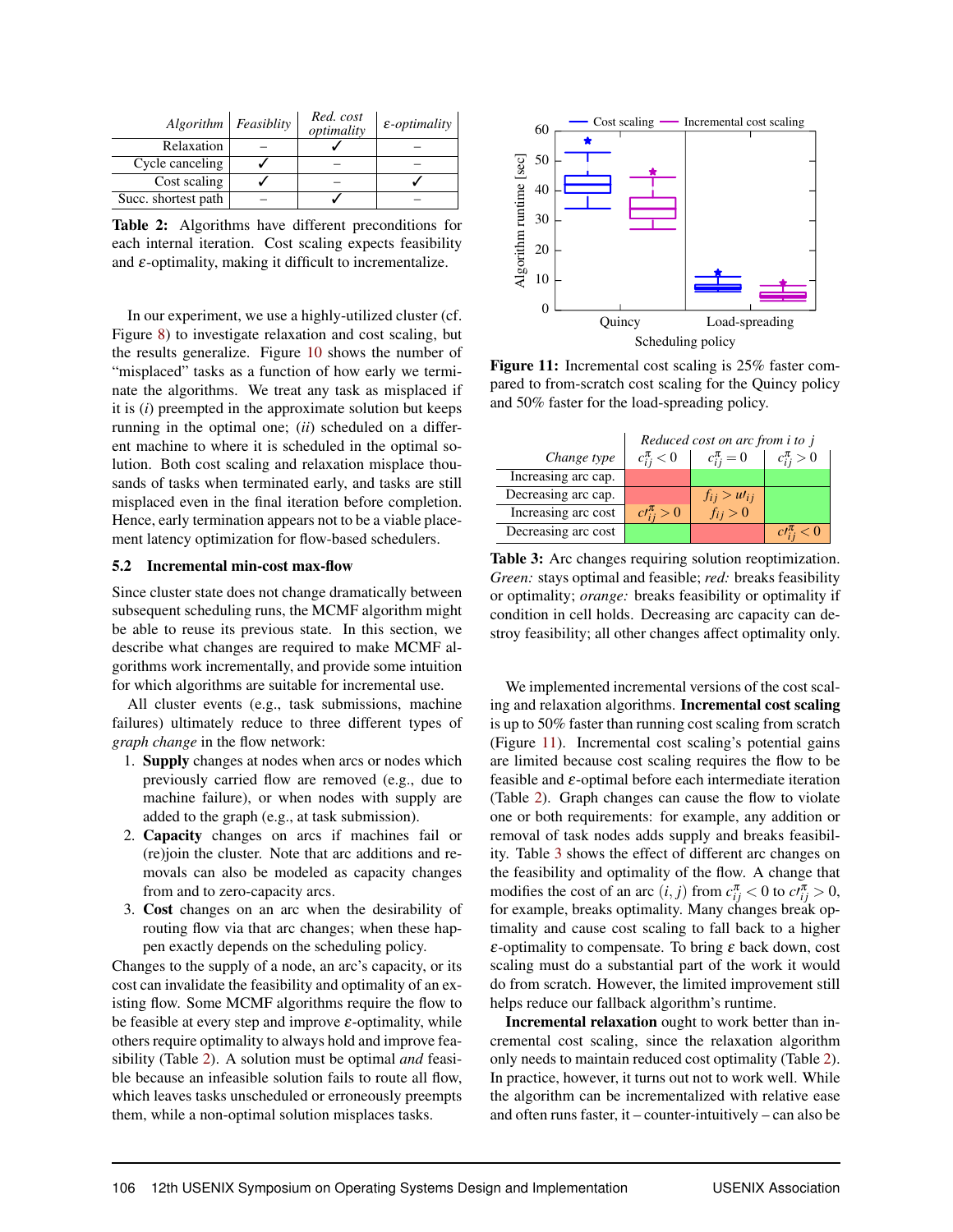| *Algorithm* | *Feasiblity* | *Red. cost optimality* | *ε-optimality* |
|---|---|---|---|
| Relaxation | – | ✓ | – |
| Cycle canceling | ✓ | – | – |
| Cost scaling | ✓ | – | ✓ |
| Succ. shortest path | – | ✓ | – |

**Table 2:** Algorithms have different preconditions for each internal iteration. Cost scaling expects feasibility and $\varepsilon$-optimality, making it difficult to incrementalize.

In our experiment, we use a highly-utilized cluster (cf. Figure 8) to investigate relaxation and cost scaling, but the results generalize. Figure 10 shows the number of "misplaced" tasks as a function of how early we terminate the algorithms. We treat any task as misplaced if it is (*i*) preempted in the approximate solution but keeps running in the optimal one; (*ii*) scheduled on a different machine to where it is scheduled in the optimal solution. Both cost scaling and relaxation misplace thousands of tasks when terminated early, and tasks are still misplaced even in the final iteration before completion. Hence, early termination appears not to be a viable placement latency optimization for flow-based schedulers.

### 5.2 Incremental min-cost max-flow

Since cluster state does not change dramatically between subsequent scheduling runs, the MCMF algorithm might be able to reuse its previous state. In this section, we describe what changes are required to make MCMF algorithms work incrementally, and provide some intuition for which algorithms are suitable for incremental use.

All cluster events (e.g., task submissions, machine failures) ultimately reduce to three different types of *graph change* in the flow network:

1. **Supply** changes at nodes when arcs or nodes which previously carried flow are removed (e.g., due to machine failure), or when nodes with supply are added to the graph (e.g., at task submission).
2. **Capacity** changes on arcs if machines fail or (re)join the cluster. Note that arc additions and removals can also be modeled as capacity changes from and to zero-capacity arcs.
3. **Cost** changes on an arc when the desirability of routing flow via that arc changes; when these happen exactly depends on the scheduling policy.

Changes to the supply of a node, an arc's capacity, or its cost can invalidate the feasibility and optimality of an existing flow. Some MCMF algorithms require the flow to be feasible at every step and improve $\varepsilon$-optimality, while others require optimality to always hold and improve feasibility (Table 2). A solution must be optimal *and* feasible because an infeasible solution fails to route all flow, which leaves tasks unscheduled or erroneously preempts them, while a non-optimal solution misplaces tasks.

**Figure 11:** Incremental cost scaling is 25% faster compared to from-scratch cost scaling for the Quincy policy and 50% faster for the load-spreading policy.

| *Change type* | *Reduced cost on arc from i to j* | | |
|---|---|---|---|
| | $c^{\pi}_{ij} < 0$ | $c^{\pi}_{ij} = 0$ | $c^{\pi}_{ij} > 0$ |
| Increasing arc cap. | (red) | (green) | (green) |
| Decreasing arc cap. | (red) | $f_{ij} > u\prime_{ij}$ | (green) |
| Increasing arc cost | $c\prime^{\pi}_{ij} > 0$ | $f_{ij} > 0$ | (green) |
| Decreasing arc cost | (green) | (red) | $c\prime^{\pi}_{ij} < 0$ |

**Table 3:** Arc changes requiring solution reoptimization. *Green:* stays optimal and feasible; *red:* breaks feasibility or optimality; *orange:* breaks feasibility or optimality if condition in cell holds. Decreasing arc capacity can destroy feasibility; all other changes affect optimality only.

We implemented incremental versions of the cost scaling and relaxation algorithms. **Incremental cost scaling** is up to 50% faster than running cost scaling from scratch (Figure 11). Incremental cost scaling's potential gains are limited because cost scaling requires the flow to be feasible and $\varepsilon$-optimal before each intermediate iteration (Table 2). Graph changes can cause the flow to violate one or both requirements: for example, any addition or removal of task nodes adds supply and breaks feasibility. Table 3 shows the effect of different arc changes on the feasibility and optimality of the flow. A change that modifies the cost of an arc $(i, j)$ from $c^{\pi}_{ij} < 0$ to $c\prime^{\pi}_{ij} > 0$, for example, breaks optimality. Many changes break optimality and cause cost scaling to fall back to a higher $\varepsilon$-optimality to compensate. To bring $\varepsilon$ back down, cost scaling must do a substantial part of the work it would do from scratch. However, the limited improvement still helps reduce our fallback algorithm's runtime.

**Incremental relaxation** ought to work better than incremental cost scaling, since the relaxation algorithm only needs to maintain reduced cost optimality (Table 2). In practice, however, it turns out not to work well. While the algorithm can be incrementalized with relative ease and often runs faster, it – counter-intuitively – can also be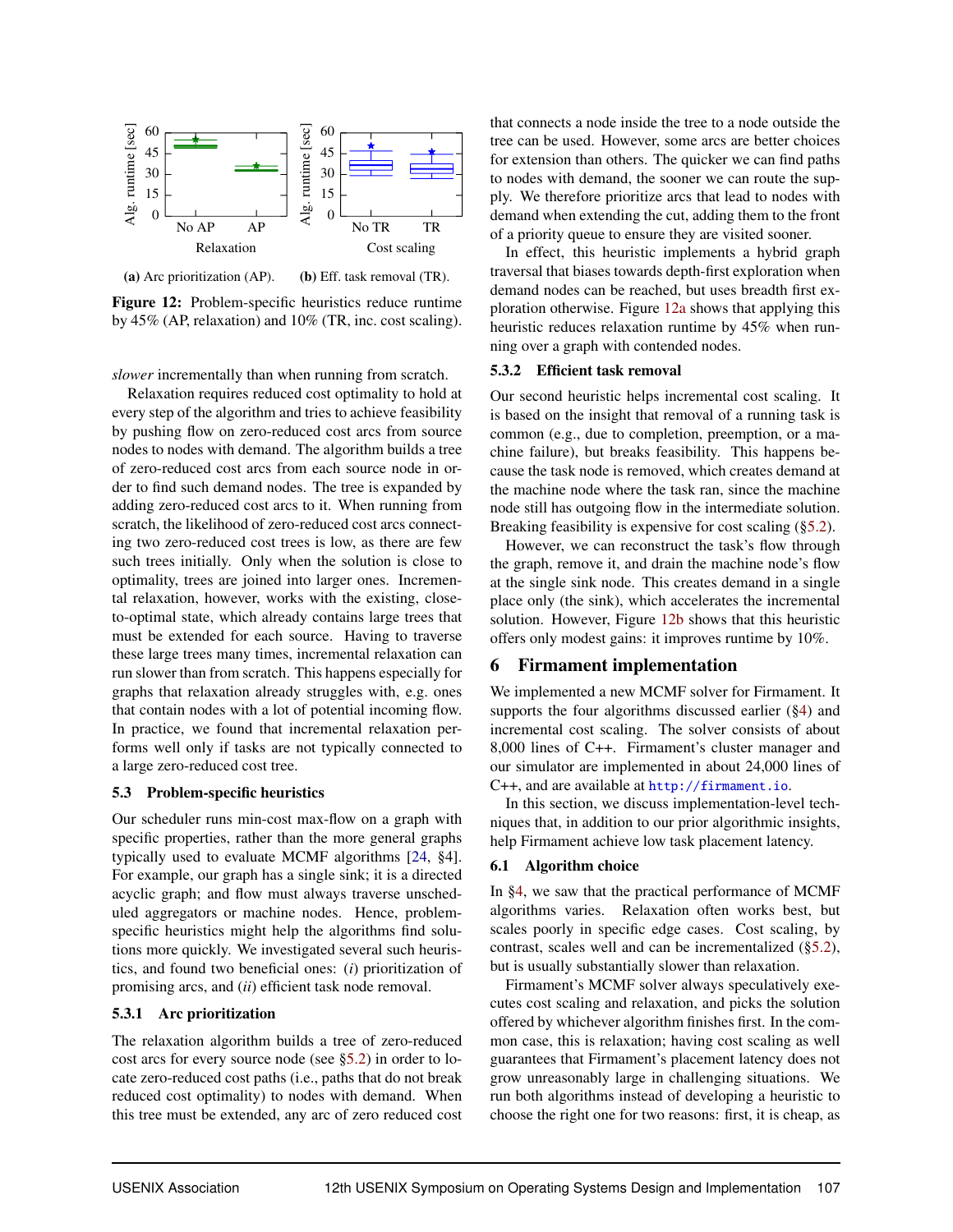(a) Arc prioritization (AP). (b) Eff. task removal (TR).

**Figure 12:** Problem-specific heuristics reduce runtime by 45% (AP, relaxation) and 10% (TR, inc. cost scaling).

*slower* incrementally than when running from scratch.

Relaxation requires reduced cost optimality to hold at every step of the algorithm and tries to achieve feasibility by pushing flow on zero-reduced cost arcs from source nodes to nodes with demand. The algorithm builds a tree of zero-reduced cost arcs from each source node in order to find such demand nodes. The tree is expanded by adding zero-reduced cost arcs to it. When running from scratch, the likelihood of zero-reduced cost arcs connecting two zero-reduced cost trees is low, as there are few such trees initially. Only when the solution is close to optimality, trees are joined into larger ones. Incremental relaxation, however, works with the existing, close-to-optimal state, which already contains large trees that must be extended for each source. Having to traverse these large trees many times, incremental relaxation can run slower than from scratch. This happens especially for graphs that relaxation already struggles with, e.g. ones that contain nodes with a lot of potential incoming flow. In practice, we found that incremental relaxation performs well only if tasks are not typically connected to a large zero-reduced cost tree.

### 5.3 Problem-specific heuristics

Our scheduler runs min-cost max-flow on a graph with specific properties, rather than the more general graphs typically used to evaluate MCMF algorithms [24, §4]. For example, our graph has a single sink; it is a directed acyclic graph; and flow must always traverse unscheduled aggregators or machine nodes. Hence, problem-specific heuristics might help the algorithms find solutions more quickly. We investigated several such heuristics, and found two beneficial ones: (*i*) prioritization of promising arcs, and (*ii*) efficient task node removal.

#### 5.3.1 Arc prioritization

The relaxation algorithm builds a tree of zero-reduced cost arcs for every source node (see §5.2) in order to locate zero-reduced cost paths (i.e., paths that do not break reduced cost optimality) to nodes with demand. When this tree must be extended, any arc of zero reduced cost that connects a node inside the tree to a node outside the tree can be used. However, some arcs are better choices for extension than others. The quicker we can find paths to nodes with demand, the sooner we can route the supply. We therefore prioritize arcs that lead to nodes with demand when extending the cut, adding them to the front of a priority queue to ensure they are visited sooner.

In effect, this heuristic implements a hybrid graph traversal that biases towards depth-first exploration when demand nodes can be reached, but uses breadth first exploration otherwise. Figure 12a shows that applying this heuristic reduces relaxation runtime by 45% when running over a graph with contended nodes.

#### 5.3.2 Efficient task removal

Our second heuristic helps incremental cost scaling. It is based on the insight that removal of a running task is common (e.g., due to completion, preemption, or a machine failure), but breaks feasibility. This happens because the task node is removed, which creates demand at the machine node where the task ran, since the machine node still has outgoing flow in the intermediate solution. Breaking feasibility is expensive for cost scaling (§5.2).

However, we can reconstruct the task's flow through the graph, remove it, and drain the machine node's flow at the single sink node. This creates demand in a single place only (the sink), which accelerates the incremental solution. However, Figure 12b shows that this heuristic offers only modest gains: it improves runtime by 10%.

## 6 Firmament implementation

We implemented a new MCMF solver for Firmament. It supports the four algorithms discussed earlier (§4) and incremental cost scaling. The solver consists of about 8,000 lines of C++. Firmament's cluster manager and our simulator are implemented in about 24,000 lines of C++, and are available at http://firmament.io.

In this section, we discuss implementation-level techniques that, in addition to our prior algorithmic insights, help Firmament achieve low task placement latency.

### 6.1 Algorithm choice

In §4, we saw that the practical performance of MCMF algorithms varies. Relaxation often works best, but scales poorly in specific edge cases. Cost scaling, by contrast, scales well and can be incrementalized (§5.2), but is usually substantially slower than relaxation.

Firmament's MCMF solver always speculatively executes cost scaling and relaxation, and picks the solution offered by whichever algorithm finishes first. In the common case, this is relaxation; having cost scaling as well guarantees that Firmament's placement latency does not grow unreasonably large in challenging situations. We run both algorithms instead of developing a heuristic to choose the right one for two reasons: first, it is cheap, as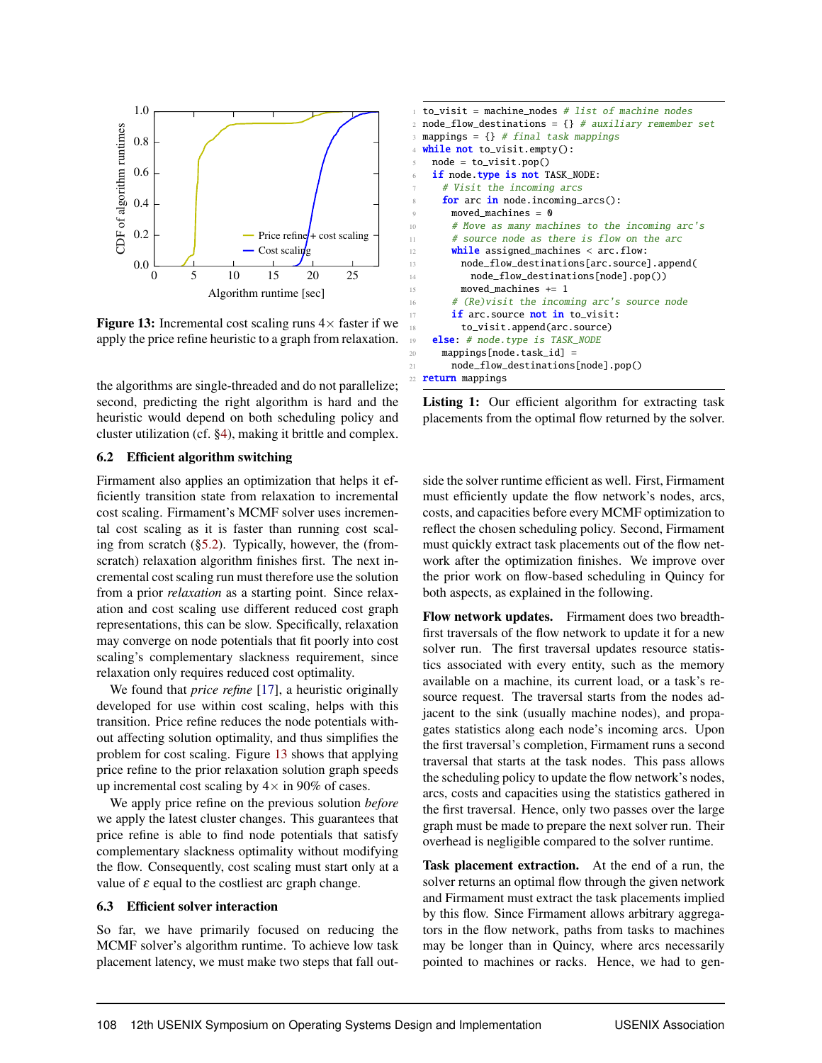Figure 13: Incremental cost scaling runs 4× faster if we apply the price refine heuristic to a graph from relaxation.

the algorithms are single-threaded and do not parallelize; second, predicting the right algorithm is hard and the heuristic would depend on both scheduling policy and cluster utilization (cf. §4), making it brittle and complex.

## 6.2 Efficient algorithm switching

Firmament also applies an optimization that helps it efficiently transition state from relaxation to incremental cost scaling. Firmament's MCMF solver uses incremental cost scaling as it is faster than running cost scaling from scratch (§5.2). Typically, however, the (from-scratch) relaxation algorithm finishes first. The next incremental cost scaling run must therefore use the solution from a prior *relaxation* as a starting point. Since relaxation and cost scaling use different reduced cost graph representations, this can be slow. Specifically, relaxation may converge on node potentials that fit poorly into cost scaling's complementary slackness requirement, since relaxation only requires reduced cost optimality.

We found that *price refine* [17], a heuristic originally developed for use within cost scaling, helps with this transition. Price refine reduces the node potentials without affecting solution optimality, and thus simplifies the problem for cost scaling. Figure 13 shows that applying price refine to the prior relaxation solution graph speeds up incremental cost scaling by 4× in 90% of cases.

We apply price refine on the previous solution *before* we apply the latest cluster changes. This guarantees that price refine is able to find node potentials that satisfy complementary slackness optimality without modifying the flow. Consequently, cost scaling must start only at a value of $\varepsilon$ equal to the costliest arc graph change.

## 6.3 Efficient solver interaction

So far, we have primarily focused on reducing the MCMF solver's algorithm runtime. To achieve low task placement latency, we must make two steps that fall outside the solver runtime efficient as well. First, Firmament must efficiently update the flow network's nodes, arcs, costs, and capacities before every MCMF optimization to reflect the chosen scheduling policy. Second, Firmament must quickly extract task placements out of the flow network after the optimization finishes. We improve over the prior work on flow-based scheduling in Quincy for both aspects, as explained in the following.

```
to_visit = machine_nodes # list of machine nodes
node_flow_destinations = {} # auxiliary remember set
mappings = {} # final task mappings
while not to_visit.empty():
  node = to_visit.pop()
  if node.type is not TASK_NODE:
    # Visit the incoming arcs
    for arc in node.incoming_arcs():
      moved_machines = 0
      # Move as many machines to the incoming arc's
      # source node as there is flow on the arc
      while assigned_machines < arc.flow:
        node_flow_destinations[arc.source].append(
          node_flow_destinations[node].pop())
        moved_machines += 1
      # (Re)visit the incoming arc's source node
      if arc.source not in to_visit:
        to_visit.append(arc.source)
  else: # node.type is TASK_NODE
    mappings[node.task_id] =
      node_flow_destinations[node].pop()
return mappings
```

**Listing 1:** Our efficient algorithm for extracting task placements from the optimal flow returned by the solver.

**Flow network updates.** Firmament does two breadth-first traversals of the flow network to update it for a new solver run. The first traversal updates resource statistics associated with every entity, such as the memory available on a machine, its current load, or a task's resource request. The traversal starts from the nodes adjacent to the sink (usually machine nodes), and propagates statistics along each node's incoming arcs. Upon the first traversal's completion, Firmament runs a second traversal that starts at the task nodes. This pass allows the scheduling policy to update the flow network's nodes, arcs, costs and capacities using the statistics gathered in the first traversal. Hence, only two passes over the large graph must be made to prepare the next solver run. Their overhead is negligible compared to the solver runtime.

**Task placement extraction.** At the end of a run, the solver returns an optimal flow through the given network and Firmament must extract the task placements implied by this flow. Since Firmament allows arbitrary aggregators in the flow network, paths from tasks to machines may be longer than in Quincy, where arcs necessarily pointed to machines or racks. Hence, we had to gen-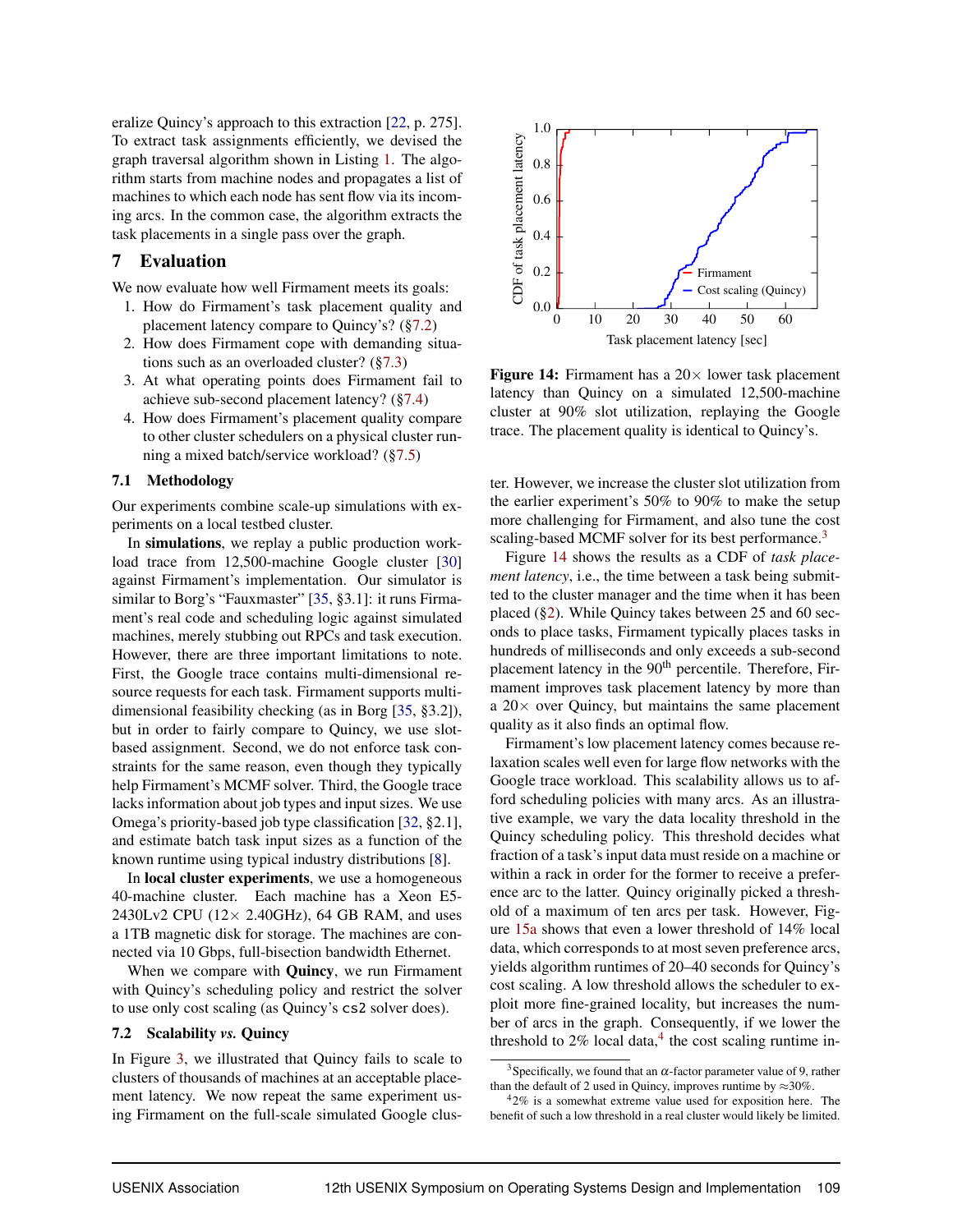eralize Quincy's approach to this extraction [22, p. 275]. To extract task assignments efficiently, we devised the graph traversal algorithm shown in Listing 1. The algorithm starts from machine nodes and propagates a list of machines to which each node has sent flow via its incoming arcs. In the common case, the algorithm extracts the task placements in a single pass over the graph.

## 7 Evaluation

We now evaluate how well Firmament meets its goals:

1. How do Firmament's task placement quality and placement latency compare to Quincy's? (§7.2)
2. How does Firmament cope with demanding situations such as an overloaded cluster? (§7.3)
3. At what operating points does Firmament fail to achieve sub-second placement latency? (§7.4)
4. How does Firmament's placement quality compare to other cluster schedulers on a physical cluster running a mixed batch/service workload? (§7.5)

### 7.1 Methodology

Our experiments combine scale-up simulations with experiments on a local testbed cluster.

In **simulations**, we replay a public production workload trace from 12,500-machine Google cluster [30] against Firmament's implementation. Our simulator is similar to Borg's "Fauxmaster" [35, §3.1]: it runs Firmament's real code and scheduling logic against simulated machines, merely stubbing out RPCs and task execution. However, there are three important limitations to note. First, the Google trace contains multi-dimensional resource requests for each task. Firmament supports multi-dimensional feasibility checking (as in Borg [35, §3.2]), but in order to fairly compare to Quincy, we use slot-based assignment. Second, we do not enforce task constraints for the same reason, even though they typically help Firmament's MCMF solver. Third, the Google trace lacks information about job types and input sizes. We use Omega's priority-based job type classification [32, §2.1], and estimate batch task input sizes as a function of the known runtime using typical industry distributions [8].

In **local cluster experiments**, we use a homogeneous 40-machine cluster. Each machine has a Xeon E5-2430Lv2 CPU (12× 2.40GHz), 64 GB RAM, and uses a 1TB magnetic disk for storage. The machines are connected via 10 Gbps, full-bisection bandwidth Ethernet.

When we compare with **Quincy**, we run Firmament with Quincy's scheduling policy and restrict the solver to use only cost scaling (as Quincy's `cs2` solver does).

### 7.2 Scalability *vs.* Quincy

In Figure 3, we illustrated that Quincy fails to scale to clusters of thousands of machines at an acceptable placement latency. We now repeat the same experiment using Firmament on the full-scale simulated Google cluster. However, we increase the cluster slot utilization from the earlier experiment's 50% to 90% to make the setup more challenging for Firmament, and also tune the cost scaling-based MCMF solver for its best performance.[3]

**Figure 14:** Firmament has a 20× lower task placement latency than Quincy on a simulated 12,500-machine cluster at 90% slot utilization, replaying the Google trace. The placement quality is identical to Quincy's.

Figure 14 shows the results as a CDF of *task placement latency*, i.e., the time between a task being submitted to the cluster manager and the time when it has been placed (§2). While Quincy takes between 25 and 60 seconds to place tasks, Firmament typically places tasks in hundreds of milliseconds and only exceeds a sub-second placement latency in the 90th percentile. Therefore, Firmament improves task placement latency by more than a 20× over Quincy, but maintains the same placement quality as it also finds an optimal flow.

Firmament's low placement latency comes because relaxation scales well even for large flow networks with the Google trace workload. This scalability allows us to afford scheduling policies with many arcs. As an illustrative example, we vary the data locality threshold in the Quincy scheduling policy. This threshold decides what fraction of a task's input data must reside on a machine or within a rack in order for the former to receive a preference arc to the latter. Quincy originally picked a threshold of a maximum of ten arcs per task. However, Figure 15a shows that even a lower threshold of 14% local data, which corresponds to at most seven preference arcs, yields algorithm runtimes of 20–40 seconds for Quincy's cost scaling. A low threshold allows the scheduler to exploit more fine-grained locality, but increases the number of arcs in the graph. Consequently, if we lower the threshold to 2% local data,[4] the cost scaling runtime in-

[3] Specifically, we found that an $\alpha$-factor parameter value of 9, rather than the default of 2 used in Quincy, improves runtime by ≈30%.

[4] 2% is a somewhat extreme value used for exposition here. The benefit of such a low threshold in a real cluster would likely be limited.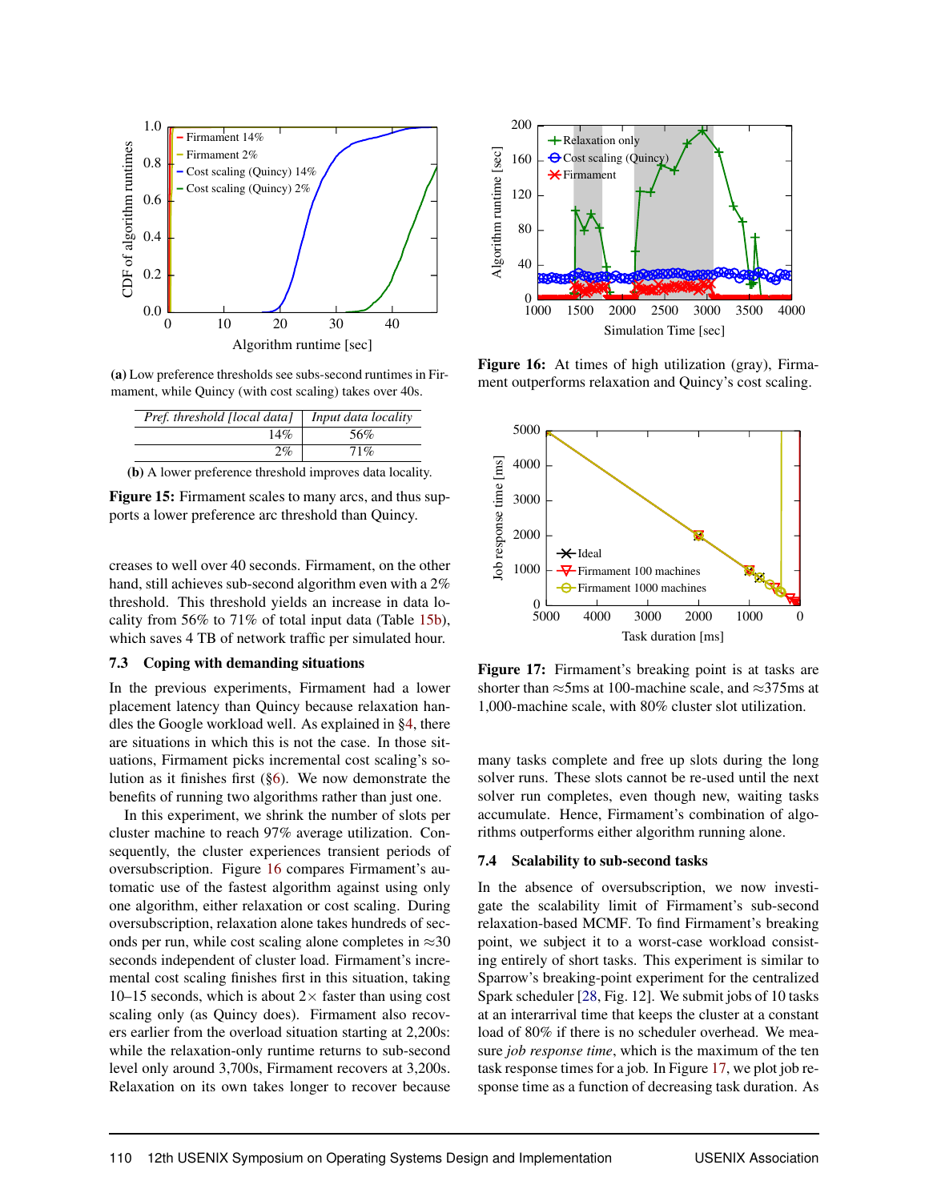(a) Low preference thresholds see subs-second runtimes in Firmament, while Quincy (with cost scaling) takes over 40s.

| *Pref. threshold [local data]* | *Input data locality* |
| ---: | :---: |
| 14% | 56% |
| 2% | 71% |

(b) A lower preference threshold improves data locality.

**Figure 15:** Firmament scales to many arcs, and thus supports a lower preference arc threshold than Quincy.

creases to well over 40 seconds. Firmament, on the other hand, still achieves sub-second algorithm even with a 2% threshold. This threshold yields an increase in data locality from 56% to 71% of total input data (Table 15b), which saves 4 TB of network traffic per simulated hour.

### 7.3 Coping with demanding situations

In the previous experiments, Firmament had a lower placement latency than Quincy because relaxation handles the Google workload well. As explained in §4, there are situations in which this is not the case. In those situations, Firmament picks incremental cost scaling's solution as it finishes first (§6). We now demonstrate the benefits of running two algorithms rather than just one.

In this experiment, we shrink the number of slots per cluster machine to reach 97% average utilization. Consequently, the cluster experiences transient periods of oversubscription. Figure 16 compares Firmament's automatic use of the fastest algorithm against using only one algorithm, either relaxation or cost scaling. During oversubscription, relaxation alone takes hundreds of seconds per run, while cost scaling alone completes in ≈30 seconds independent of cluster load. Firmament's incremental cost scaling finishes first in this situation, taking 10–15 seconds, which is about 2× faster than using cost scaling only (as Quincy does). Firmament also recovers earlier from the overload situation starting at 2,200s: while the relaxation-only runtime returns to sub-second level only around 3,700s, Firmament recovers at 3,200s. Relaxation on its own takes longer to recover because many tasks complete and free up slots during the long solver runs. These slots cannot be re-used until the next solver run completes, even though new, waiting tasks accumulate. Hence, Firmament's combination of algorithms outperforms either algorithm running alone.

**Figure 16:** At times of high utilization (gray), Firmament outperforms relaxation and Quincy's cost scaling.

**Figure 17:** Firmament's breaking point is at tasks are shorter than ≈5ms at 100-machine scale, and ≈375ms at 1,000-machine scale, with 80% cluster slot utilization.

### 7.4 Scalability to sub-second tasks

In the absence of oversubscription, we now investigate the scalability limit of Firmament's sub-second relaxation-based MCMF. To find Firmament's breaking point, we subject it to a worst-case workload consisting entirely of short tasks. This experiment is similar to Sparrow's breaking-point experiment for the centralized Spark scheduler [28, Fig. 12]. We submit jobs of 10 tasks at an interarrival time that keeps the cluster at a constant load of 80% if there is no scheduler overhead. We measure *job response time*, which is the maximum of the ten task response times for a job. In Figure 17, we plot job response time as a function of decreasing task duration. As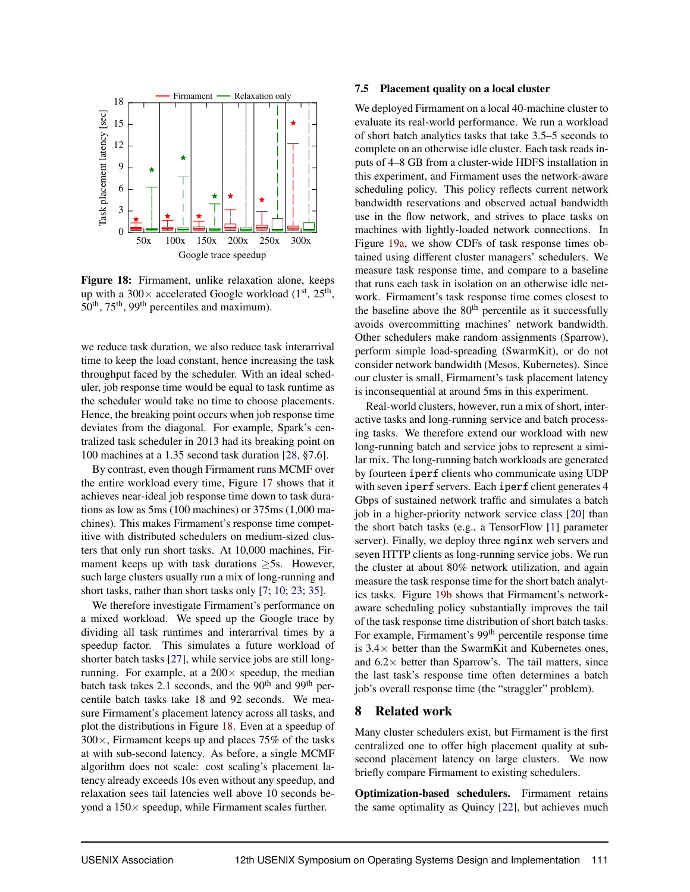Figure 18: Firmament, unlike relaxation alone, keeps up with a 300× accelerated Google workload (1st, 25th, 50th, 75th, 99th percentiles and maximum).

we reduce task duration, we also reduce task interarrival time to keep the load constant, hence increasing the task throughput faced by the scheduler. With an ideal scheduler, job response time would be equal to task runtime as the scheduler would take no time to choose placements. Hence, the breaking point occurs when job response time deviates from the diagonal. For example, Spark's centralized task scheduler in 2013 had its breaking point on 100 machines at a 1.35 second task duration [28, §7.6].

By contrast, even though Firmament runs MCMF over the entire workload every time, Figure 17 shows that it achieves near-ideal job response time down to task durations as low as 5ms (100 machines) or 375ms (1,000 machines). This makes Firmament's response time competitive with distributed schedulers on medium-sized clusters that only run short tasks. At 10,000 machines, Firmament keeps up with task durations ≥5s. However, such large clusters usually run a mix of long-running and short tasks, rather than short tasks only [7; 10; 23; 35].

We therefore investigate Firmament's performance on a mixed workload. We speed up the Google trace by dividing all task runtimes and interarrival times by a speedup factor. This simulates a future workload of shorter batch tasks [27], while service jobs are still long-running. For example, at a 200× speedup, the median batch task takes 2.1 seconds, and the 90th and 99th percentile batch tasks take 18 and 92 seconds. We measure Firmament's placement latency across all tasks, and plot the distributions in Figure 18. Even at a speedup of 300×, Firmament keeps up and places 75% of the tasks at with sub-second latency. As before, a single MCMF algorithm does not scale: cost scaling's placement latency already exceeds 10s even without any speedup, and relaxation sees tail latencies well above 10 seconds beyond a 150× speedup, while Firmament scales further.

### 7.5 Placement quality on a local cluster

We deployed Firmament on a local 40-machine cluster to evaluate its real-world performance. We run a workload of short batch analytics tasks that take 3.5–5 seconds to complete on an otherwise idle cluster. Each task reads inputs of 4–8 GB from a cluster-wide HDFS installation in this experiment, and Firmament uses the network-aware scheduling policy. This policy reflects current network bandwidth reservations and observed actual bandwidth use in the flow network, and strives to place tasks on machines with lightly-loaded network connections. In Figure 19a, we show CDFs of task response times obtained using different cluster managers' schedulers. We measure task response time, and compare to a baseline that runs each task in isolation on an otherwise idle network. Firmament's task response time comes closest to the baseline above the 80th percentile as it successfully avoids overcommitting machines' network bandwidth. Other schedulers make random assignments (Sparrow), perform simple load-spreading (SwarmKit), or do not consider network bandwidth (Mesos, Kubernetes). Since our cluster is small, Firmament's task placement latency is inconsequential at around 5ms in this experiment.

Real-world clusters, however, run a mix of short, interactive tasks and long-running service and batch processing tasks. We therefore extend our workload with new long-running batch and service jobs to represent a similar mix. The long-running batch workloads are generated by fourteen `iperf` clients who communicate using UDP with seven `iperf` servers. Each `iperf` client generates 4 Gbps of sustained network traffic and simulates a batch job in a higher-priority network service class [20] than the short batch tasks (e.g., a TensorFlow [1] parameter server). Finally, we deploy three `nginx` web servers and seven HTTP clients as long-running service jobs. We run the cluster at about 80% network utilization, and again measure the task response time for the short batch analytics tasks. Figure 19b shows that Firmament's network-aware scheduling policy substantially improves the tail of the task response time distribution of short batch tasks. For example, Firmament's 99th percentile response time is 3.4× better than the SwarmKit and Kubernetes ones, and 6.2× better than Sparrow's. The tail matters, since the last task's response time often determines a batch job's overall response time (the "straggler" problem).

## 8 Related work

Many cluster schedulers exist, but Firmament is the first centralized one to offer high placement quality at sub-second placement latency on large clusters. We now briefly compare Firmament to existing schedulers.

**Optimization-based schedulers.** Firmament retains the same optimality as Quincy [22], but achieves much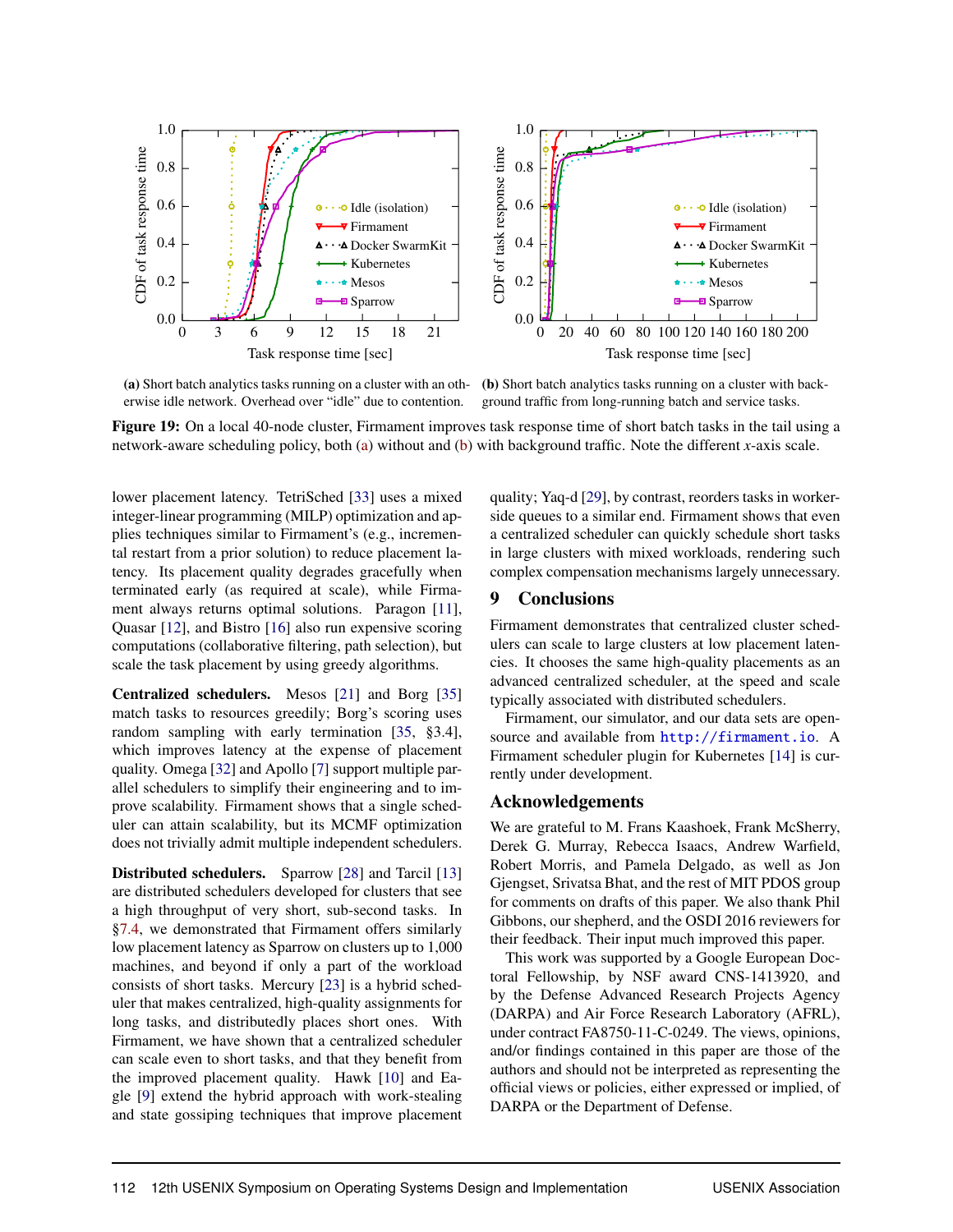(a) Short batch analytics tasks running on a cluster with an otherwise idle network. Overhead over "idle" due to contention.

(b) Short batch analytics tasks running on a cluster with background traffic from long-running batch and service tasks.

**Figure 19:** On a local 40-node cluster, Firmament improves task response time of short batch tasks in the tail using a network-aware scheduling policy, both (a) without and (b) with background traffic. Note the different *x*-axis scale.

lower placement latency. TetriSched [33] uses a mixed integer-linear programming (MILP) optimization and applies techniques similar to Firmament's (e.g., incremental restart from a prior solution) to reduce placement latency. Its placement quality degrades gracefully when terminated early (as required at scale), while Firmament always returns optimal solutions. Paragon [11], Quasar [12], and Bistro [16] also run expensive scoring computations (collaborative filtering, path selection), but scale the task placement by using greedy algorithms.

**Centralized schedulers.** Mesos [21] and Borg [35] match tasks to resources greedily; Borg's scoring uses random sampling with early termination [35, §3.4], which improves latency at the expense of placement quality. Omega [32] and Apollo [7] support multiple parallel schedulers to simplify their engineering and to improve scalability. Firmament shows that a single scheduler can attain scalability, but its MCMF optimization does not trivially admit multiple independent schedulers.

**Distributed schedulers.** Sparrow [28] and Tarcil [13] are distributed schedulers developed for clusters that see a high throughput of very short, sub-second tasks. In §7.4, we demonstrated that Firmament offers similarly low placement latency as Sparrow on clusters up to 1,000 machines, and beyond if only a part of the workload consists of short tasks. Mercury [23] is a hybrid scheduler that makes centralized, high-quality assignments for long tasks, and distributedly places short ones. With Firmament, we have shown that a centralized scheduler can scale even to short tasks, and that they benefit from the improved placement quality. Hawk [10] and Eagle [9] extend the hybrid approach with work-stealing and state gossiping techniques that improve placement quality; Yaq-d [29], by contrast, reorders tasks in worker-side queues to a similar end. Firmament shows that even a centralized scheduler can quickly schedule short tasks in large clusters with mixed workloads, rendering such complex compensation mechanisms largely unnecessary.

## 9 Conclusions

Firmament demonstrates that centralized cluster schedulers can scale to large clusters at low placement latencies. It chooses the same high-quality placements as an advanced centralized scheduler, at the speed and scale typically associated with distributed schedulers.

Firmament, our simulator, and our data sets are open-source and available from http://firmament.io. A Firmament scheduler plugin for Kubernetes [14] is currently under development.

## Acknowledgements

We are grateful to M. Frans Kaashoek, Frank McSherry, Derek G. Murray, Rebecca Isaacs, Andrew Warfield, Robert Morris, and Pamela Delgado, as well as Jon Gjengset, Srivatsa Bhat, and the rest of MIT PDOS group for comments on drafts of this paper. We also thank Phil Gibbons, our shepherd, and the OSDI 2016 reviewers for their feedback. Their input much improved this paper.

This work was supported by a Google European Doctoral Fellowship, by NSF award CNS-1413920, and by the Defense Advanced Research Projects Agency (DARPA) and Air Force Research Laboratory (AFRL), under contract FA8750-11-C-0249. The views, opinions, and/or findings contained in this paper are those of the authors and should not be interpreted as representing the official views or policies, either expressed or implied, of DARPA or the Department of Defense.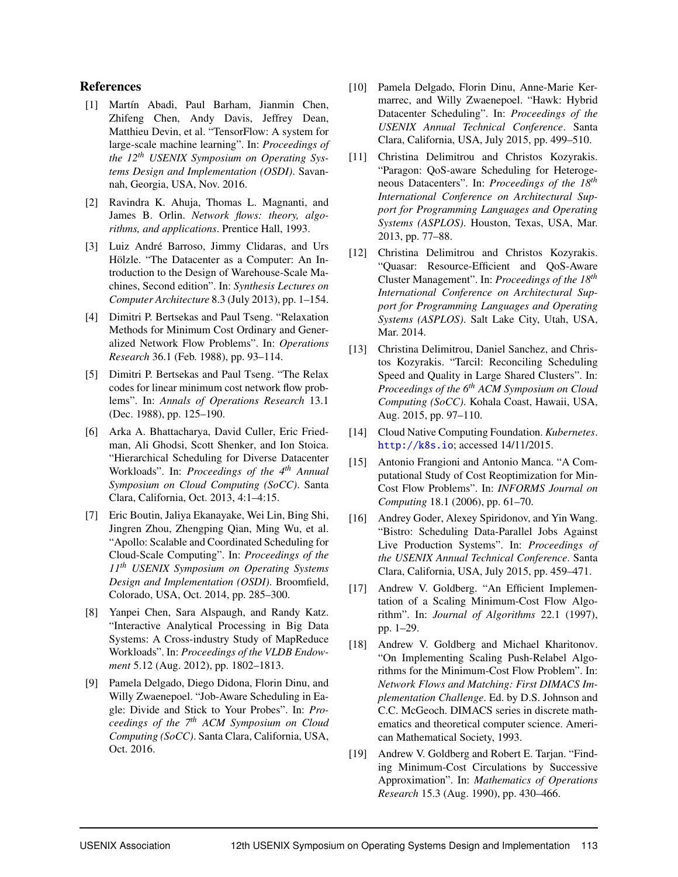## References

[1] Martín Abadi, Paul Barham, Jianmin Chen, Zhifeng Chen, Andy Davis, Jeffrey Dean, Matthieu Devin, et al. "TensorFlow: A system for large-scale machine learning". In: *Proceedings of the 12th USENIX Symposium on Operating Systems Design and Implementation (OSDI)*. Savannah, Georgia, USA, Nov. 2016.

[2] Ravindra K. Ahuja, Thomas L. Magnanti, and James B. Orlin. *Network flows: theory, algorithms, and applications*. Prentice Hall, 1993.

[3] Luiz André Barroso, Jimmy Clidaras, and Urs Hölzle. "The Datacenter as a Computer: An Introduction to the Design of Warehouse-Scale Machines, Second edition". In: *Synthesis Lectures on Computer Architecture* 8.3 (July 2013), pp. 1–154.

[4] Dimitri P. Bertsekas and Paul Tseng. "Relaxation Methods for Minimum Cost Ordinary and Generalized Network Flow Problems". In: *Operations Research* 36.1 (Feb. 1988), pp. 93–114.

[5] Dimitri P. Bertsekas and Paul Tseng. "The Relax codes for linear minimum cost network flow problems". In: *Annals of Operations Research* 13.1 (Dec. 1988), pp. 125–190.

[6] Arka A. Bhattacharya, David Culler, Eric Friedman, Ali Ghodsi, Scott Shenker, and Ion Stoica. "Hierarchical Scheduling for Diverse Datacenter Workloads". In: *Proceedings of the 4th Annual Symposium on Cloud Computing (SoCC)*. Santa Clara, California, Oct. 2013, 4:1–4:15.

[7] Eric Boutin, Jaliya Ekanayake, Wei Lin, Bing Shi, Jingren Zhou, Zhengping Qian, Ming Wu, et al. "Apollo: Scalable and Coordinated Scheduling for Cloud-Scale Computing". In: *Proceedings of the 11th USENIX Symposium on Operating Systems Design and Implementation (OSDI)*. Broomfield, Colorado, USA, Oct. 2014, pp. 285–300.

[8] Yanpei Chen, Sara Alspaugh, and Randy Katz. "Interactive Analytical Processing in Big Data Systems: A Cross-industry Study of MapReduce Workloads". In: *Proceedings of the VLDB Endowment* 5.12 (Aug. 2012), pp. 1802–1813.

[9] Pamela Delgado, Diego Didona, Florin Dinu, and Willy Zwaenepoel. "Job-Aware Scheduling in Eagle: Divide and Stick to Your Probes". In: *Proceedings of the 7th ACM Symposium on Cloud Computing (SoCC)*. Santa Clara, California, USA, Oct. 2016.

[10] Pamela Delgado, Florin Dinu, Anne-Marie Kermarrec, and Willy Zwaenepoel. "Hawk: Hybrid Datacenter Scheduling". In: *Proceedings of the USENIX Annual Technical Conference*. Santa Clara, California, USA, July 2015, pp. 499–510.

[11] Christina Delimitrou and Christos Kozyrakis. "Paragon: QoS-aware Scheduling for Heterogeneous Datacenters". In: *Proceedings of the 18th International Conference on Architectural Support for Programming Languages and Operating Systems (ASPLOS)*. Houston, Texas, USA, Mar. 2013, pp. 77–88.

[12] Christina Delimitrou and Christos Kozyrakis. "Quasar: Resource-Efficient and QoS-Aware Cluster Management". In: *Proceedings of the 18th International Conference on Architectural Support for Programming Languages and Operating Systems (ASPLOS)*. Salt Lake City, Utah, USA, Mar. 2014.

[13] Christina Delimitrou, Daniel Sanchez, and Christos Kozyrakis. "Tarcil: Reconciling Scheduling Speed and Quality in Large Shared Clusters". In: *Proceedings of the 6th ACM Symposium on Cloud Computing (SoCC)*. Kohala Coast, Hawaii, USA, Aug. 2015, pp. 97–110.

[14] Cloud Native Computing Foundation. *Kubernetes*. http://k8s.io; accessed 14/11/2015.

[15] Antonio Frangioni and Antonio Manca. "A Computational Study of Cost Reoptimization for Min-Cost Flow Problems". In: *INFORMS Journal on Computing* 18.1 (2006), pp. 61–70.

[16] Andrey Goder, Alexey Spiridonov, and Yin Wang. "Bistro: Scheduling Data-Parallel Jobs Against Live Production Systems". In: *Proceedings of the USENIX Annual Technical Conference*. Santa Clara, California, USA, July 2015, pp. 459–471.

[17] Andrew V. Goldberg. "An Efficient Implementation of a Scaling Minimum-Cost Flow Algorithm". In: *Journal of Algorithms* 22.1 (1997), pp. 1–29.

[18] Andrew V. Goldberg and Michael Kharitonov. "On Implementing Scaling Push-Relabel Algorithms for the Minimum-Cost Flow Problem". In: *Network Flows and Matching: First DIMACS Implementation Challenge*. Ed. by D.S. Johnson and C.C. McGeoch. DIMACS series in discrete mathematics and theoretical computer science. American Mathematical Society, 1993.

[19] Andrew V. Goldberg and Robert E. Tarjan. "Finding Minimum-Cost Circulations by Successive Approximation". In: *Mathematics of Operations Research* 15.3 (Aug. 1990), pp. 430–466.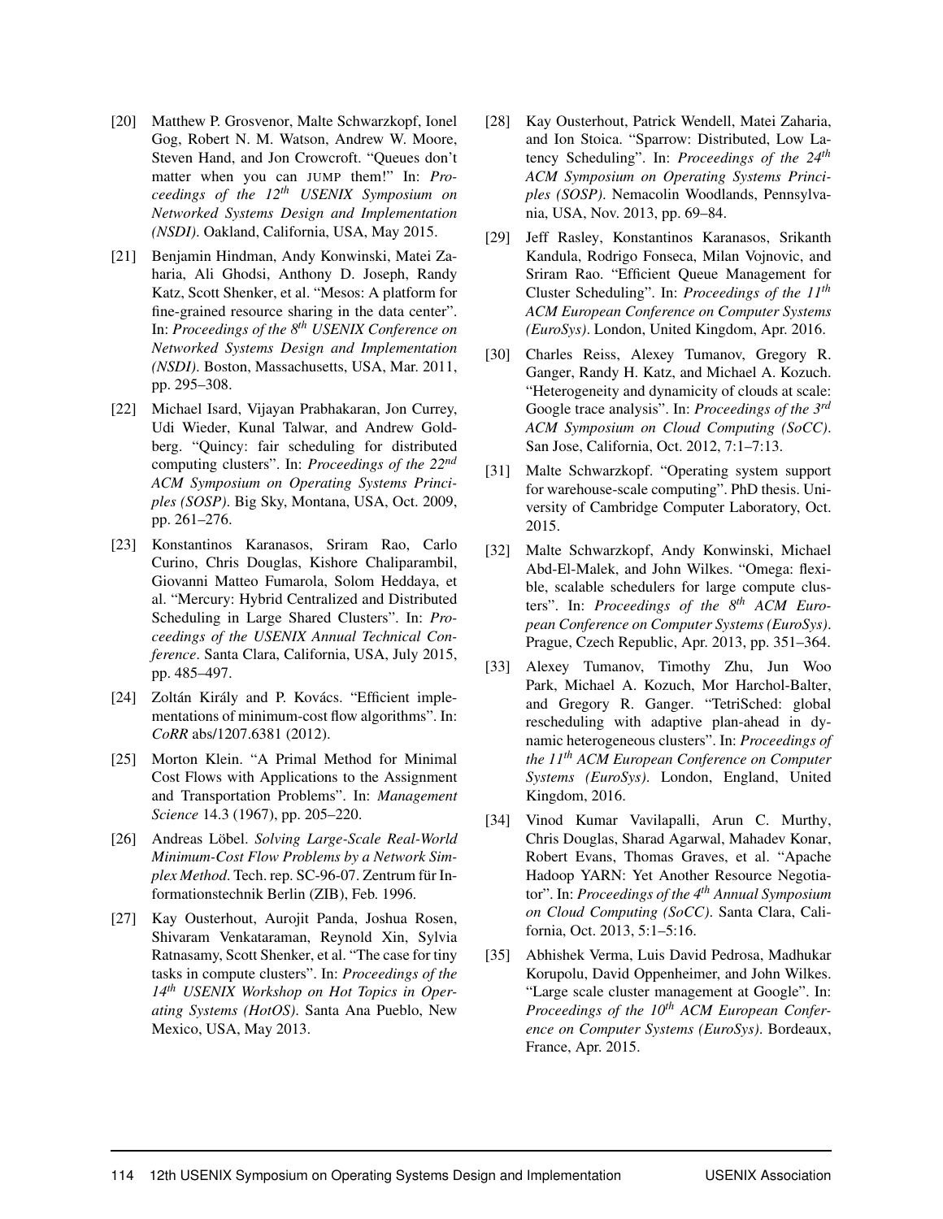- [20] Matthew P. Grosvenor, Malte Schwarzkopf, Ionel Gog, Robert N. M. Watson, Andrew W. Moore, Steven Hand, and Jon Crowcroft. "Queues don't matter when you can JUMP them!" In: *Proceedings of the 12th USENIX Symposium on Networked Systems Design and Implementation (NSDI)*. Oakland, California, USA, May 2015.
- [21] Benjamin Hindman, Andy Konwinski, Matei Zaharia, Ali Ghodsi, Anthony D. Joseph, Randy Katz, Scott Shenker, et al. "Mesos: A platform for fine-grained resource sharing in the data center". In: *Proceedings of the 8th USENIX Conference on Networked Systems Design and Implementation (NSDI)*. Boston, Massachusetts, USA, Mar. 2011, pp. 295–308.
- [22] Michael Isard, Vijayan Prabhakaran, Jon Currey, Udi Wieder, Kunal Talwar, and Andrew Goldberg. "Quincy: fair scheduling for distributed computing clusters". In: *Proceedings of the 22nd ACM Symposium on Operating Systems Principles (SOSP)*. Big Sky, Montana, USA, Oct. 2009, pp. 261–276.
- [23] Konstantinos Karanasos, Sriram Rao, Carlo Curino, Chris Douglas, Kishore Chaliparambil, Giovanni Matteo Fumarola, Solom Heddaya, et al. "Mercury: Hybrid Centralized and Distributed Scheduling in Large Shared Clusters". In: *Proceedings of the USENIX Annual Technical Conference*. Santa Clara, California, USA, July 2015, pp. 485–497.
- [24] Zoltán Király and P. Kovács. "Efficient implementations of minimum-cost flow algorithms". In: *CoRR* abs/1207.6381 (2012).
- [25] Morton Klein. "A Primal Method for Minimal Cost Flows with Applications to the Assignment and Transportation Problems". In: *Management Science* 14.3 (1967), pp. 205–220.
- [26] Andreas Löbel. *Solving Large-Scale Real-World Minimum-Cost Flow Problems by a Network Simplex Method*. Tech. rep. SC-96-07. Zentrum für Informationstechnik Berlin (ZIB), Feb. 1996.
- [27] Kay Ousterhout, Aurojit Panda, Joshua Rosen, Shivaram Venkataraman, Reynold Xin, Sylvia Ratnasamy, Scott Shenker, et al. "The case for tiny tasks in compute clusters". In: *Proceedings of the 14th USENIX Workshop on Hot Topics in Operating Systems (HotOS)*. Santa Ana Pueblo, New Mexico, USA, May 2013.
- [28] Kay Ousterhout, Patrick Wendell, Matei Zaharia, and Ion Stoica. "Sparrow: Distributed, Low Latency Scheduling". In: *Proceedings of the 24th ACM Symposium on Operating Systems Principles (SOSP)*. Nemacolin Woodlands, Pennsylvania, USA, Nov. 2013, pp. 69–84.
- [29] Jeff Rasley, Konstantinos Karanasos, Srikanth Kandula, Rodrigo Fonseca, Milan Vojnovic, and Sriram Rao. "Efficient Queue Management for Cluster Scheduling". In: *Proceedings of the 11th ACM European Conference on Computer Systems (EuroSys)*. London, United Kingdom, Apr. 2016.
- [30] Charles Reiss, Alexey Tumanov, Gregory R. Ganger, Randy H. Katz, and Michael A. Kozuch. "Heterogeneity and dynamicity of clouds at scale: Google trace analysis". In: *Proceedings of the 3rd ACM Symposium on Cloud Computing (SoCC)*. San Jose, California, Oct. 2012, 7:1–7:13.
- [31] Malte Schwarzkopf. "Operating system support for warehouse-scale computing". PhD thesis. University of Cambridge Computer Laboratory, Oct. 2015.
- [32] Malte Schwarzkopf, Andy Konwinski, Michael Abd-El-Malek, and John Wilkes. "Omega: flexible, scalable schedulers for large compute clusters". In: *Proceedings of the 8th ACM European Conference on Computer Systems (EuroSys)*. Prague, Czech Republic, Apr. 2013, pp. 351–364.
- [33] Alexey Tumanov, Timothy Zhu, Jun Woo Park, Michael A. Kozuch, Mor Harchol-Balter, and Gregory R. Ganger. "TetriSched: global rescheduling with adaptive plan-ahead in dynamic heterogeneous clusters". In: *Proceedings of the 11th ACM European Conference on Computer Systems (EuroSys)*. London, England, United Kingdom, 2016.
- [34] Vinod Kumar Vavilapalli, Arun C. Murthy, Chris Douglas, Sharad Agarwal, Mahadev Konar, Robert Evans, Thomas Graves, et al. "Apache Hadoop YARN: Yet Another Resource Negotiator". In: *Proceedings of the 4th Annual Symposium on Cloud Computing (SoCC)*. Santa Clara, California, Oct. 2013, 5:1–5:16.
- [35] Abhishek Verma, Luis David Pedrosa, Madhukar Korupolu, David Oppenheimer, and John Wilkes. "Large scale cluster management at Google". In: *Proceedings of the 10th ACM European Conference on Computer Systems (EuroSys)*. Bordeaux, France, Apr. 2015.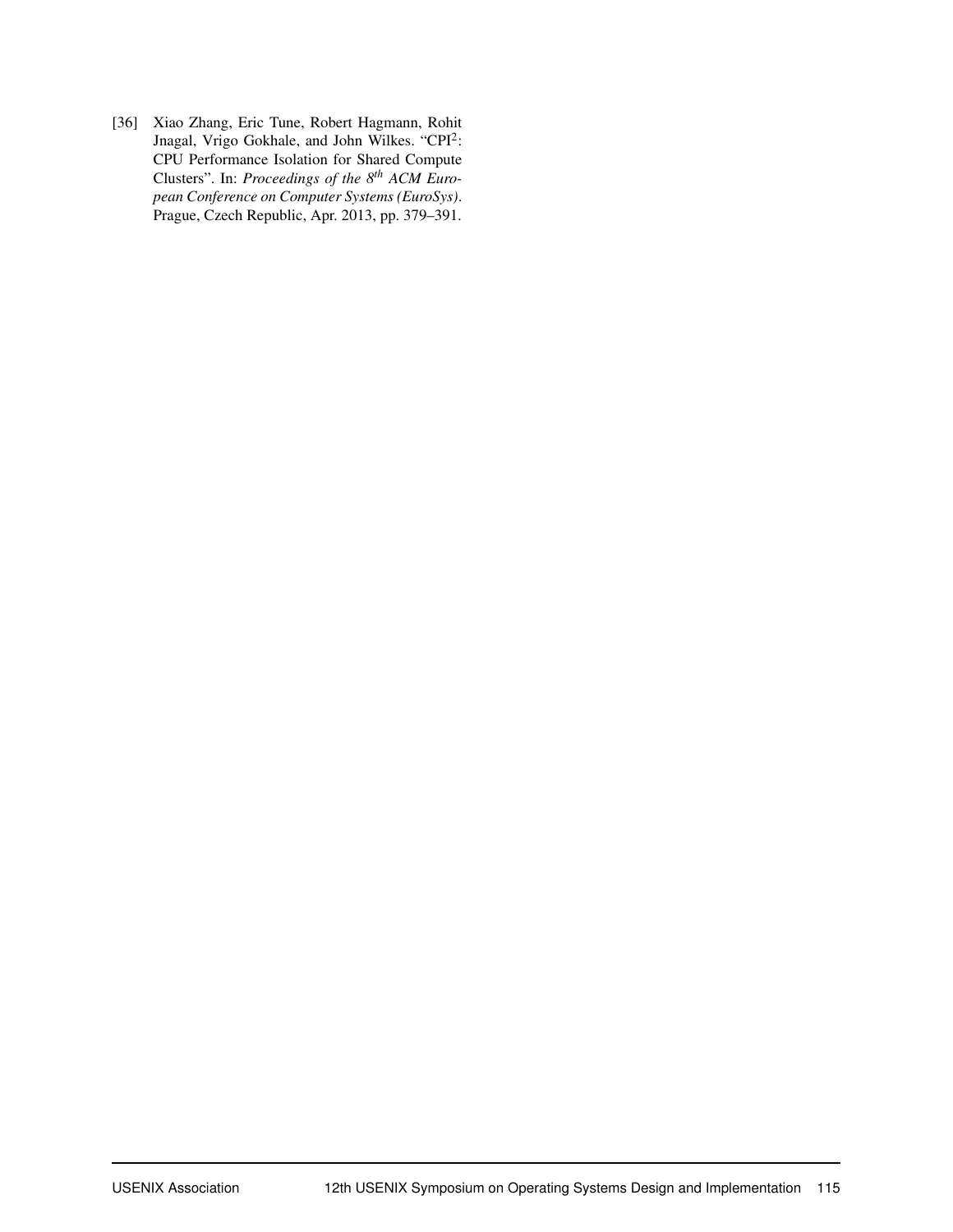[36] Xiao Zhang, Eric Tune, Robert Hagmann, Rohit Jnagal, Vrigo Gokhale, and John Wilkes. "$CPI^2$: CPU Performance Isolation for Shared Compute Clusters". In: *Proceedings of the 8th ACM European Conference on Computer Systems (EuroSys)*. Prague, Czech Republic, Apr. 2013, pp. 379–391.